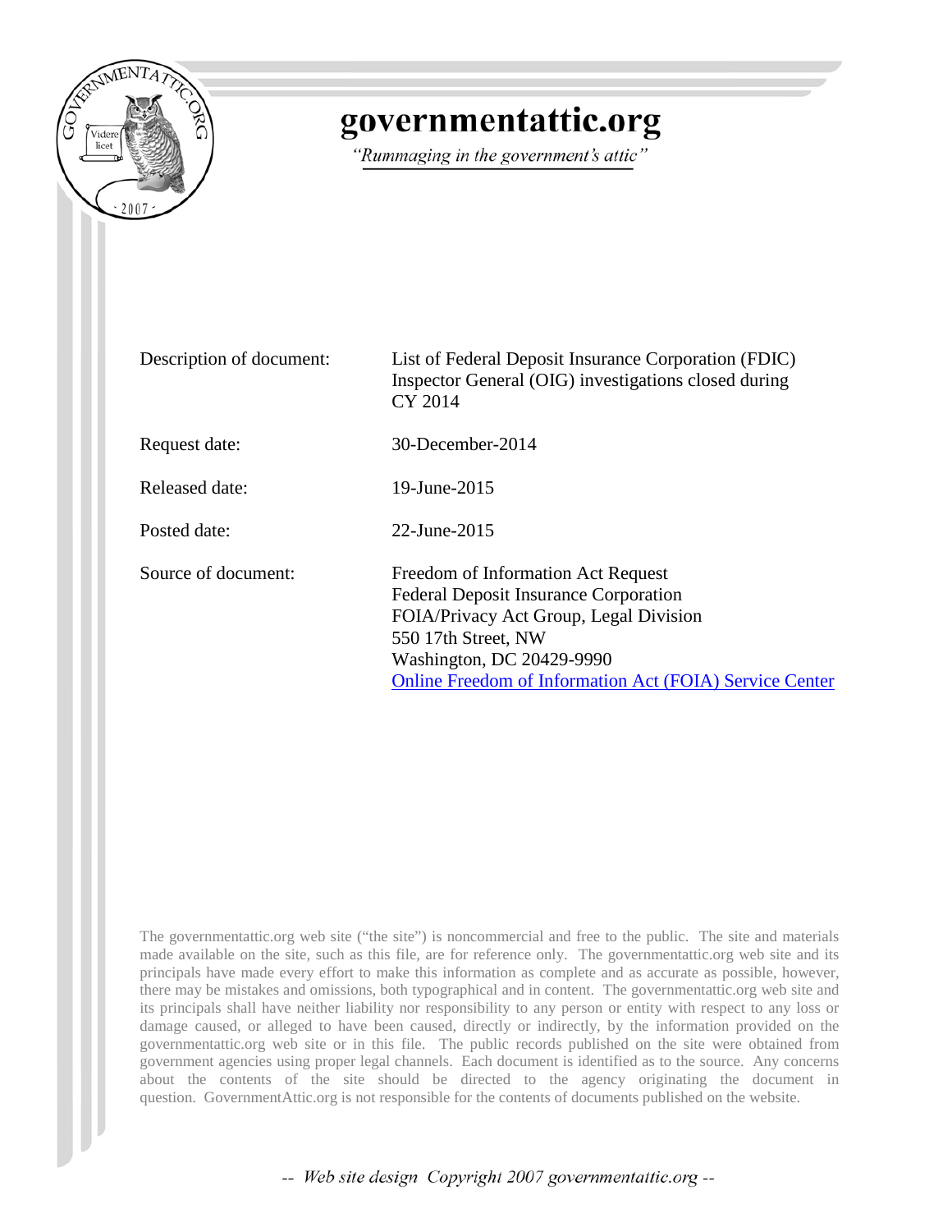# governmentattic.org

*"Rummaging in the government's attic"*

| | |
|---|---|
| Description of document: | List of Federal Deposit Insurance Corporation (FDIC) Inspector General (OIG) investigations closed during CY 2014 |
| Request date: | 30-December-2014 |
| Released date: | 19-June-2015 |
| Posted date: | 22-June-2015 |
| Source of document: | Freedom of Information Act Request<br>Federal Deposit Insurance Corporation<br>FOIA/Privacy Act Group, Legal Division<br>550 17th Street, NW<br>Washington, DC 20429-9990<br>Online Freedom of Information Act (FOIA) Service Center |

The governmentattic.org web site ("the site") is noncommercial and free to the public. The site and materials made available on the site, such as this file, are for reference only. The governmentattic.org web site and its principals have made every effort to make this information as complete and as accurate as possible, however, there may be mistakes and omissions, both typographical and in content. The governmentattic.org web site and its principals shall have neither liability nor responsibility to any person or entity with respect to any loss or damage caused, or alleged to have been caused, directly or indirectly, by the information provided on the governmentattic.org web site or in this file. The public records published on the site were obtained from government agencies using proper legal channels. Each document is identified as to the source. Any concerns about the contents of the site should be directed to the agency originating the document in question. GovernmentAttic.org is not responsible for the contents of documents published on the website.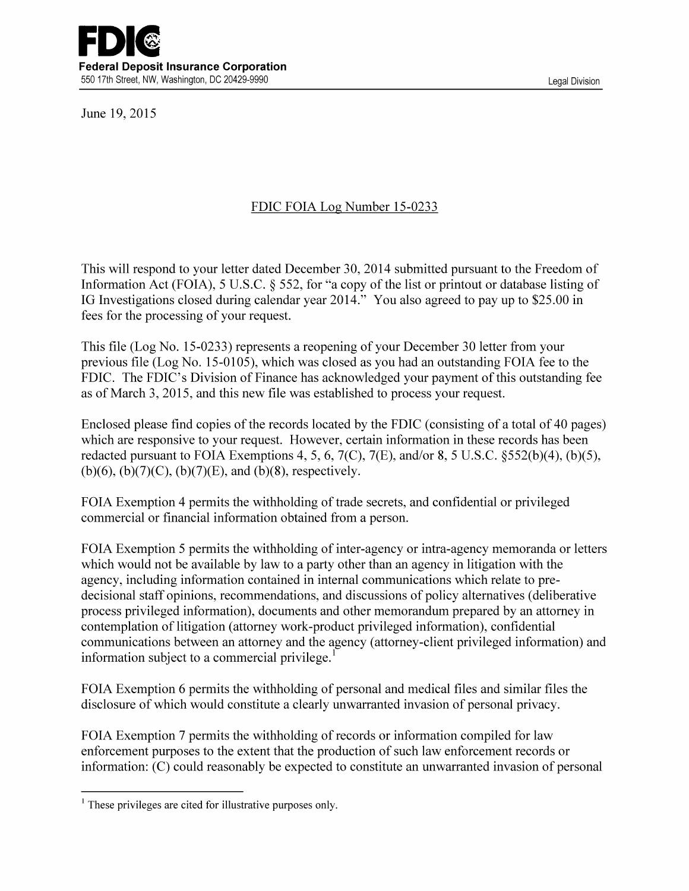**FDIC**
**Federal Deposit Insurance Corporation**
550 17th Street, NW, Washington, DC 20429-9990

Legal Division

June 19, 2015

FDIC FOIA Log Number 15-0233

This will respond to your letter dated December 30, 2014 submitted pursuant to the Freedom of Information Act (FOIA), 5 U.S.C. § 552, for "a copy of the list or printout or database listing of IG Investigations closed during calendar year 2014." You also agreed to pay up to $25.00 in fees for the processing of your request.

This file (Log No. 15-0233) represents a reopening of your December 30 letter from your previous file (Log No. 15-0105), which was closed as you had an outstanding FOIA fee to the FDIC. The FDIC's Division of Finance has acknowledged your payment of this outstanding fee as of March 3, 2015, and this new file was established to process your request.

Enclosed please find copies of the records located by the FDIC (consisting of a total of 40 pages) which are responsive to your request. However, certain information in these records has been redacted pursuant to FOIA Exemptions 4, 5, 6, 7(C), 7(E), and/or 8, 5 U.S.C. §552(b)(4), (b)(5), (b)(6), (b)(7)(C), (b)(7)(E), and (b)(8), respectively.

FOIA Exemption 4 permits the withholding of trade secrets, and confidential or privileged commercial or financial information obtained from a person.

FOIA Exemption 5 permits the withholding of inter-agency or intra-agency memoranda or letters which would not be available by law to a party other than an agency in litigation with the agency, including information contained in internal communications which relate to pre-decisional staff opinions, recommendations, and discussions of policy alternatives (deliberative process privileged information), documents and other memorandum prepared by an attorney in contemplation of litigation (attorney work-product privileged information), confidential communications between an attorney and the agency (attorney-client privileged information) and information subject to a commercial privilege.[1]

FOIA Exemption 6 permits the withholding of personal and medical files and similar files the disclosure of which would constitute a clearly unwarranted invasion of personal privacy.

FOIA Exemption 7 permits the withholding of records or information compiled for law enforcement purposes to the extent that the production of such law enforcement records or information: (C) could reasonably be expected to constitute an unwarranted invasion of personal

---

[1] These privileges are cited for illustrative purposes only.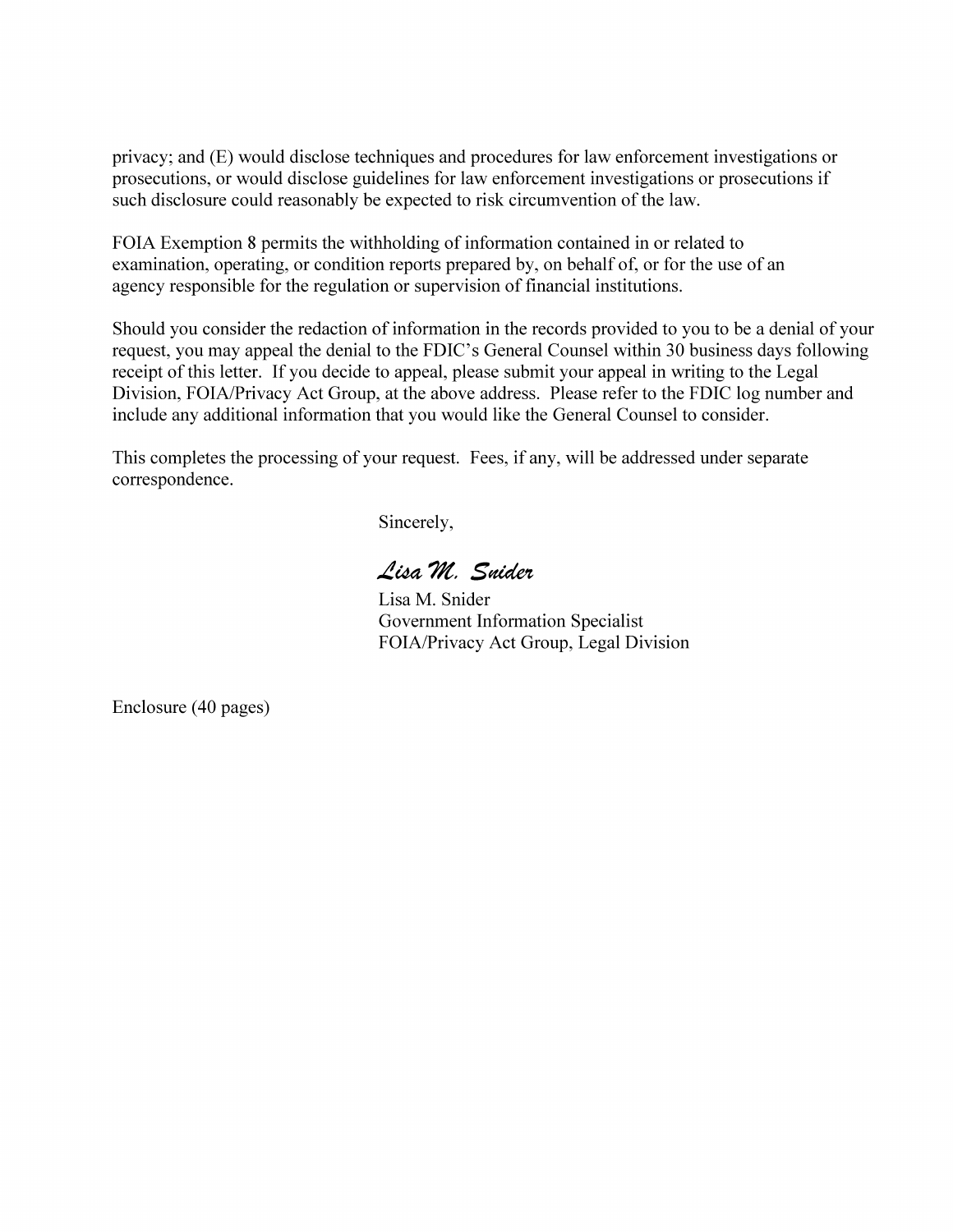privacy; and (E) would disclose techniques and procedures for law enforcement investigations or prosecutions, or would disclose guidelines for law enforcement investigations or prosecutions if such disclosure could reasonably be expected to risk circumvention of the law.

FOIA Exemption 8 permits the withholding of information contained in or related to examination, operating, or condition reports prepared by, on behalf of, or for the use of an agency responsible for the regulation or supervision of financial institutions.

Should you consider the redaction of information in the records provided to you to be a denial of your request, you may appeal the denial to the FDIC's General Counsel within 30 business days following receipt of this letter. If you decide to appeal, please submit your appeal in writing to the Legal Division, FOIA/Privacy Act Group, at the above address. Please refer to the FDIC log number and include any additional information that you would like the General Counsel to consider.

This completes the processing of your request. Fees, if any, will be addressed under separate correspondence.

Sincerely,

*Lisa M. Snider*

Lisa M. Snider
Government Information Specialist
FOIA/Privacy Act Group, Legal Division

Enclosure (40 pages)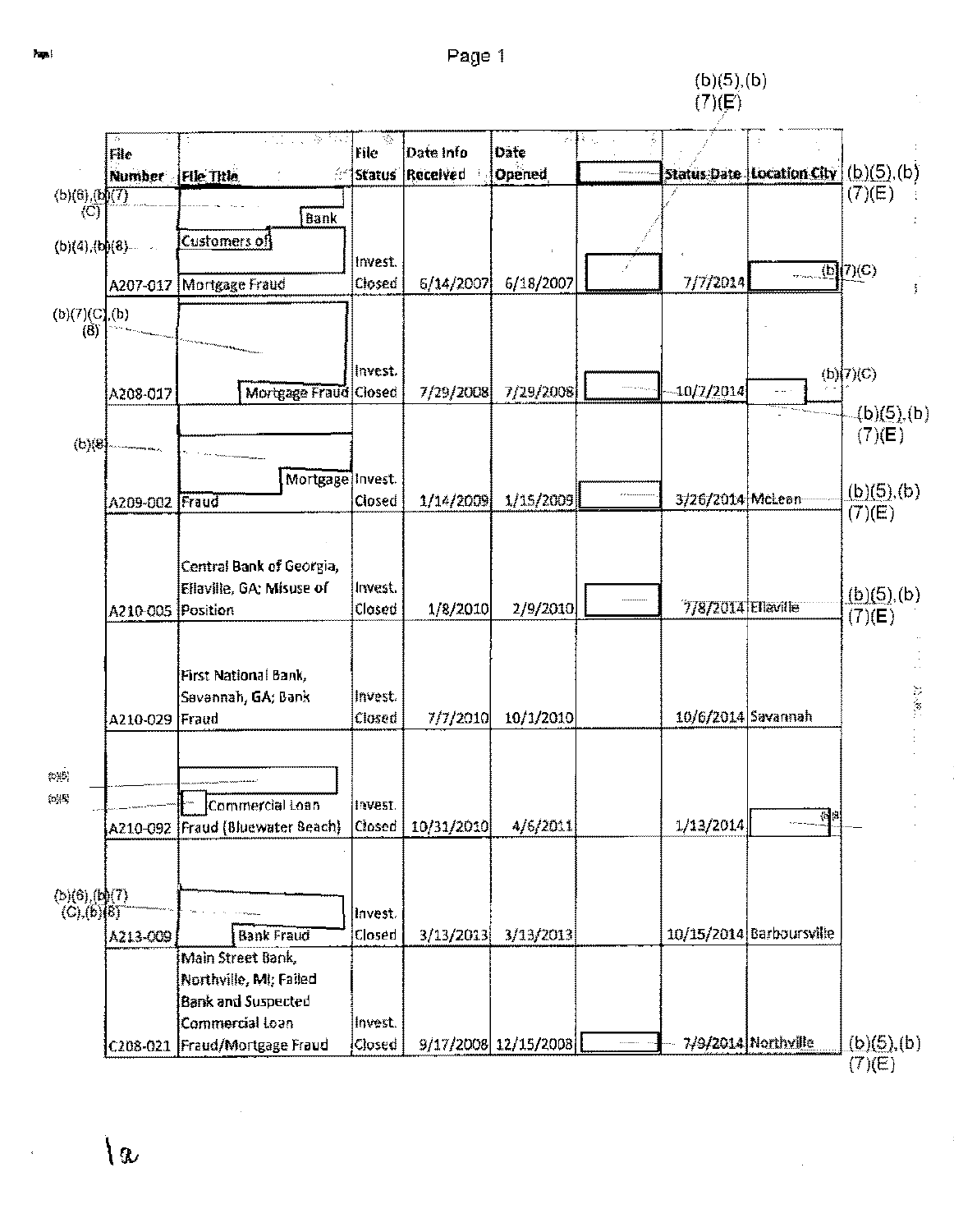| File Number | File Title | File Status | Date Info Received | Date Opened | (b)(5),(b)(7)(E) | Status Date | Location City |
|---|---|---|---|---|---|---|---|
| A207-017 | (b)(6),(b)(7)(C) Bank (b)(4),(b)(8) Customers of Mortgage Fraud | Invest. Closed | 6/14/2007 | 6/18/2007 | | 7/7/2014 | (b)(7)(C) |
| A208-017 | (b)(7)(C),(b)(8) Mortgage Fraud | Invest. Closed | 7/29/2008 | 7/29/2008 | | 10/7/2014 | (b)(7)(C) |
| A209-002 | (b)(8) Mortgage Fraud | Invest. Closed | 1/14/2009 | 1/15/2009 | | 3/26/2014 | McLean |
| A210-005 | Central Bank of Georgia, Ellaville, GA; Misuse of Position | Invest. Closed | 1/8/2010 | 2/9/2010 | | 7/8/2014 | Ellaville |
| A210-029 | First National Bank, Savannah, GA; Bank Fraud | Invest. Closed | 7/7/2010 | 10/1/2010 | | 10/6/2014 | Savannah |
| A210-092 | (b)(6) (b)(8) Commercial Loan Fraud (Bluewater Beach) | Invest. Closed | 10/31/2010 | 4/6/2011 | | 1/13/2014 | (b)(8) |
| A213-009 | (b)(6),(b)(7)(C),(b)(8) Bank Fraud | Invest. Closed | 3/13/2013 | 3/13/2013 | | 10/15/2014 | Barboursville |
| C208-021 | Main Street Bank, Northville, MI; Failed Bank and Suspected Commercial Loan Fraud/Mortgage Fraud | Invest. Closed | 9/17/2008 | 12/15/2008 | | 7/9/2014 | Northville |

(b)(5),(b)(7)(E)

1a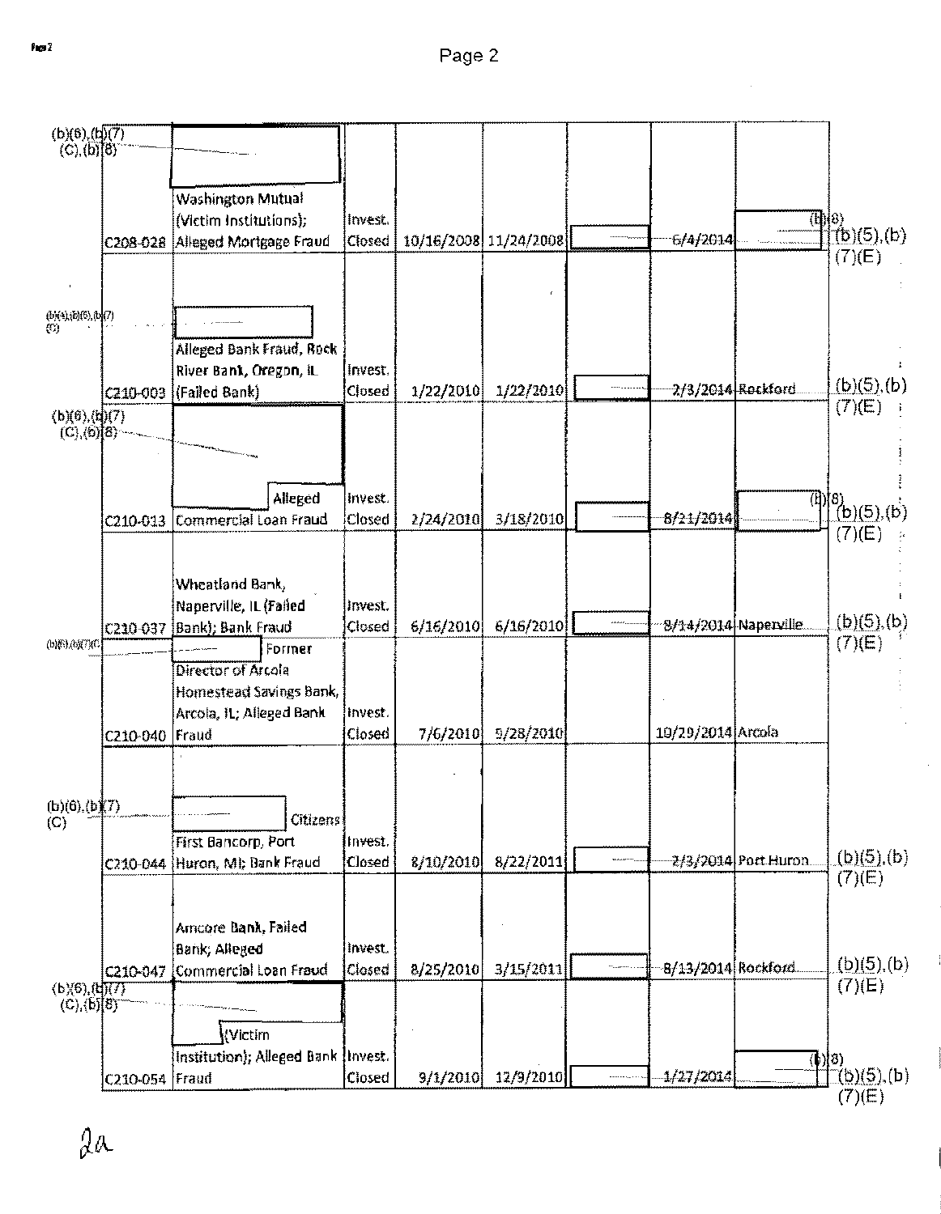| | | | | | | | | |
|---|---|---|---|---|---|---|---|---|
| (b)(6),(b)(7)(C),(b)(8) | C208-028 | Washington Mutual (Victim Institutions); Alleged Mortgage Fraud | Invest. Closed | 10/16/2008 | 11/24/2008 | | 6/4/2014 | (b)(8) (b)(5),(b)(7)(E) |
| (b)(4),(b)(6),(b)(7)(C) | C210-003 | Alleged Bank Fraud, Rock River Bank, Oregon, IL (Failed Bank) | Invest. Closed | 1/22/2010 | 1/22/2010 | | 2/3/2014 | Rockford (b)(5),(b)(7)(E) |
| (b)(6),(b)(7)(C),(b)(8) | C210-013 | Alleged Commercial Loan Fraud | Invest. Closed | 2/24/2010 | 3/18/2010 | | 8/21/2014 | (b)(8) (b)(5),(b)(7)(E) |
| | C210-037 | Wheatland Bank, Naperville, IL (Failed Bank); Bank Fraud | Invest. Closed | 6/16/2010 | 6/16/2010 | | 8/14/2014 | Naperville (b)(5),(b)(7)(E) |
| (b)(6),(b)(7)(C) | C210-040 | Former Director of Arcola Homestead Savings Bank, Arcola, IL; Alleged Bank Fraud | Invest. Closed | 7/6/2010 | 9/28/2010 | | 10/29/2014 | Arcola |
| (b)(6),(b)(7)(C) | C210-044 | Citizens First Bancorp, Port Huron, MI; Bank Fraud | Invest. Closed | 8/10/2010 | 8/22/2011 | | 2/3/2014 | Port Huron (b)(5),(b)(7)(E) |
| | C210-047 | Amcore Bank, Failed Bank; Alleged Commercial Loan Fraud | Invest. Closed | 8/25/2010 | 3/15/2011 | | 8/13/2014 | Rockford (b)(5),(b)(7)(E) |
| (b)(6),(b)(7)(C),(b)(8) | C210-054 | (Victim Institution); Alleged Bank Fraud | Invest. Closed | 9/1/2010 | 12/9/2010 | | 1/27/2014 | (b)(8) (b)(5),(b)(7)(E) |

2a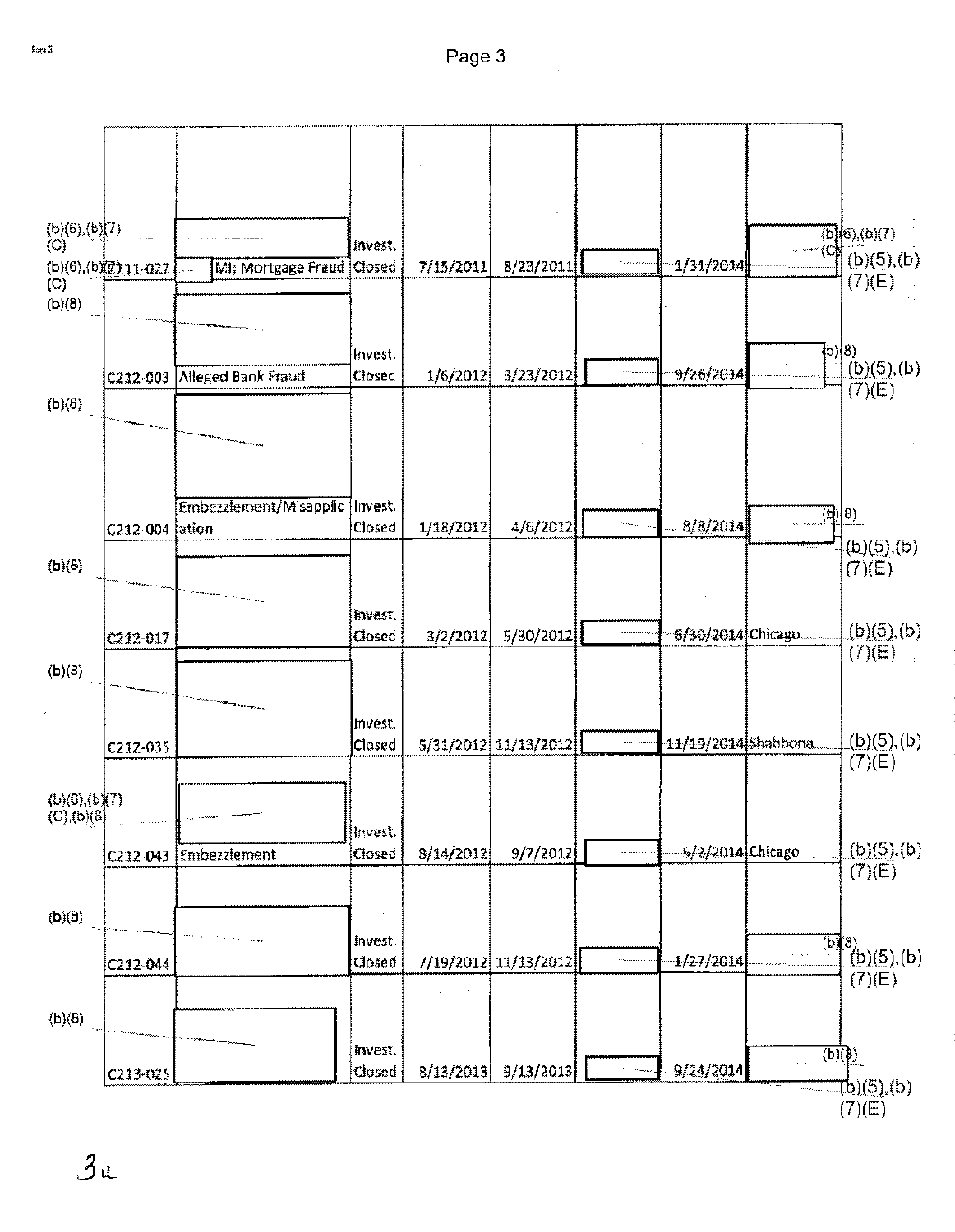| | | | | | | | | |
|---|---|---|---|---|---|---|---|---|
| (b)(6),(b)(7)(C) | C211-027 | MI; Mortgage Fraud | Invest. Closed | 7/15/2011 | 8/23/2011 | | 1/31/2014 | (b)(6),(b)(7)(C) (b)(5),(b)(7)(E) |
| (b)(8) | C212-003 | Alleged Bank Fraud | Invest. Closed | 1/6/2012 | 3/23/2012 | | 9/26/2014 | (b)(8) (b)(5),(b)(7)(E) |
| (b)(8) | C212-004 | Embezzlement/Misapplication | Invest. Closed | 1/18/2012 | 4/6/2012 | | 8/8/2014 | (b)(8) (b)(5),(b)(7)(E) |
| (b)(8) | C212-017 | | Invest. Closed | 3/2/2012 | 5/30/2012 | | 6/30/2014 | Chicago (b)(5),(b)(7)(E) |
| (b)(8) | C212-035 | | Invest. Closed | 5/31/2012 | 11/13/2012 | | 11/19/2014 | Shabbona (b)(5),(b)(7)(E) |
| (b)(6),(b)(7)(C),(b)(8) | C212-043 | Embezzlement | Invest. Closed | 8/14/2012 | 9/7/2012 | | 5/2/2014 | Chicago (b)(5),(b)(7)(E) |
| (b)(8) | C212-044 | | Invest. Closed | 7/19/2012 | 11/13/2012 | | 1/27/2014 | (b)(8) (b)(5),(b)(7)(E) |
| (b)(8) | C213-025 | | Invest. Closed | 8/13/2013 | 9/13/2013 | | 9/24/2014 | (b)(8) (b)(5),(b)(7)(E) |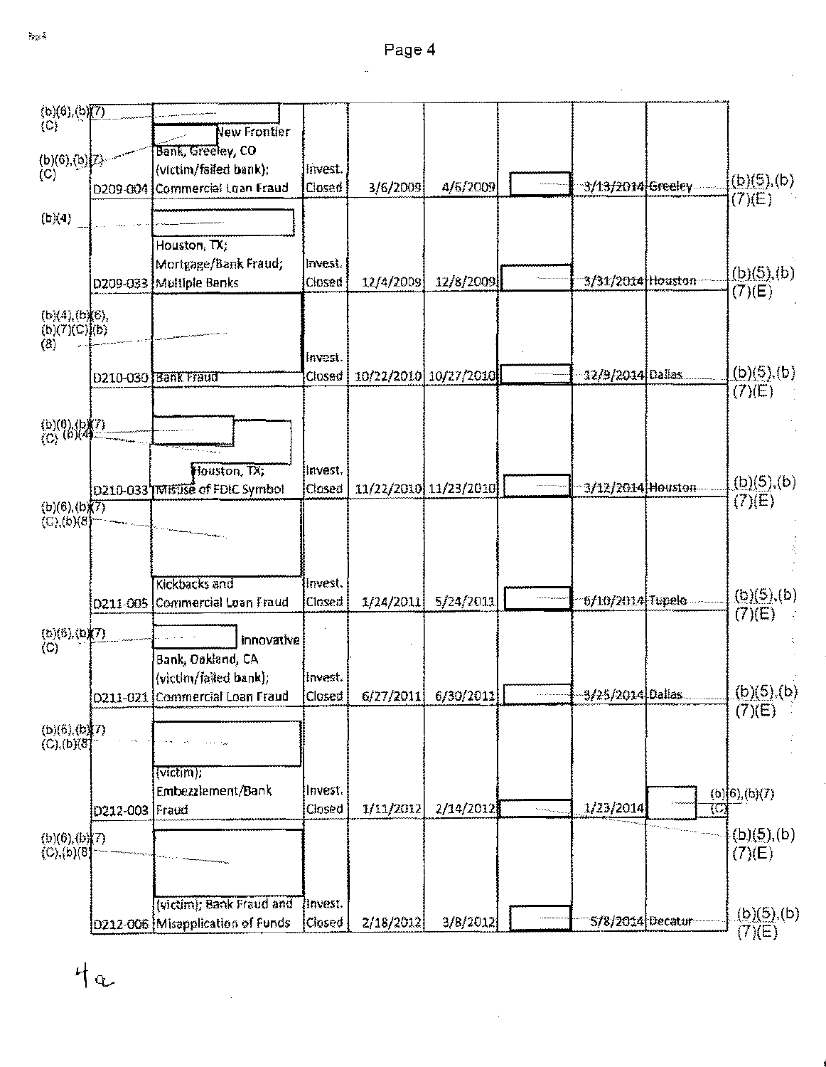| | Case No. | Description | Status | Date Opened | Date Closed | | Date | Office | |
|---|---|---|---|---|---|---|---|---|---|
| (b)(6),(b)(7)(C) (b)(6),(b)(7)(C) | D209-004 | New Frontier Bank, Greeley, CO (victim/failed bank); Commercial Loan Fraud | Invest. Closed | 3/6/2009 | 4/6/2009 | | 3/13/2014 | Greeley | (b)(5),(b)(7)(E) |
| (b)(4) | D209-033 | Houston, TX; Mortgage/Bank Fraud; Multiple Banks | Invest. Closed | 12/4/2009 | 12/8/2009 | | 3/31/2014 | Houston | (b)(5),(b)(7)(E) |
| (b)(4),(b)(6),(b)(7)(C),(b)(8) | D210-030 | Bank Fraud | Invest. Closed | 10/22/2010 | 10/27/2010 | | 12/9/2014 | Dallas | (b)(5),(b)(7)(E) |
| (b)(6),(b)(7)(C), (b)(4) | D210-033 | Houston, TX; Misuse of FDIC Symbol | Invest. Closed | 11/22/2010 | 11/23/2010 | | 3/12/2014 | Houston | (b)(5),(b)(7)(E) |
| (b)(6),(b)(7)(C),(b)(8) | D211-005 | Kickbacks and Commercial Loan Fraud | Invest. Closed | 1/24/2011 | 5/24/2011 | | 6/10/2014 | Tupelo | (b)(5),(b)(7)(E) |
| (b)(6),(b)(7)(C) | D211-021 | Innovative Bank, Oakland, CA (victim/failed bank); Commercial Loan Fraud | Invest. Closed | 6/27/2011 | 6/30/2011 | | 3/25/2014 | Dallas | (b)(5),(b)(7)(E) |
| (b)(6),(b)(7)(C),(b)(8) | D212-003 | (victim); Embezzlement/Bank Fraud | Invest. Closed | 1/11/2012 | 2/14/2012 | | 1/23/2014 | (b)(6),(b)(7)(C) | (b)(5),(b)(7)(E) |
| (b)(6),(b)(7)(C),(b)(8) | D212-006 | (victim); Bank Fraud and Misapplication of Funds | Invest. Closed | 2/18/2012 | 3/8/2012 | | 5/8/2014 | Decatur | (b)(5),(b)(7)(E) |

4a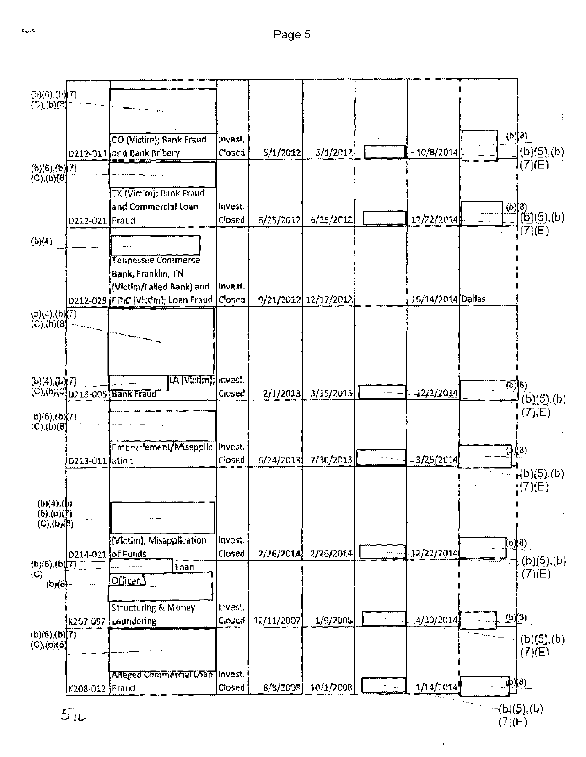| | | | | | | | |
|---|---|---|---|---|---|---|---|
| D212-014 | (b)(6),(b)(7)(C),(b)(8) CO (Victim); Bank Fraud and Bank Bribery | Invest. Closed | 5/1/2012 | 5/1/2012 | | 10/8/2014 | (b)(8) (b)(5),(b)(7)(E) |
| D212-021 | (b)(6),(b)(7)(C),(b)(8) TX (Victim); Bank Fraud and Commercial Loan Fraud | Invest. Closed | 6/25/2012 | 6/25/2012 | | 12/22/2014 | (b)(8) (b)(5),(b)(7)(E) |
| D212-029 | (b)(4) Tennessee Commerce Bank, Franklin, TN (Victim/Failed Bank) and FDIC (Victim); Loan Fraud | Invest. Closed | 9/21/2012 | 12/17/2012 | | 10/14/2014 | Dallas |
| D213-005 | (b)(4),(b)(7)(C),(b)(8) (b)(4),(b)(7)(C),(b)(8) LA (Victim); Bank Fraud | Invest. Closed | 2/1/2013 | 3/15/2013 | | 12/1/2014 | (b)(8) (b)(5),(b)(7)(E) |
| D213-011 | (b)(6),(b)(7)(C),(b)(8) Embezzlement/Misapplication | Invest. Closed | 6/24/2013 | 7/30/2013 | | 3/25/2014 | (b)(8) (b)(5),(b)(7)(E) |
| D214-011 | (b)(4),(b)(6),(b)(7)(C),(b)(8) (Victim); Misapplication of Funds | Invest. Closed | 2/26/2014 | 2/26/2014 | | 12/22/2014 | (b)(8) (b)(5),(b)(7)(E) |
| K207-057 | (b)(6),(b)(7)(C) Loan Officer, (b)(8) Structuring & Money Laundering | Invest. Closed | 12/11/2007 | 1/9/2008 | | 4/30/2014 | (b)(8) (b)(5),(b)(7)(E) |
| K208-012 | (b)(6),(b)(7)(C),(b)(8) Alleged Commercial Loan Fraud | Invest. Closed | 8/8/2008 | 10/1/2008 | | 1/14/2014 | (b)(8) (b)(5),(b)(7)(E) |

5a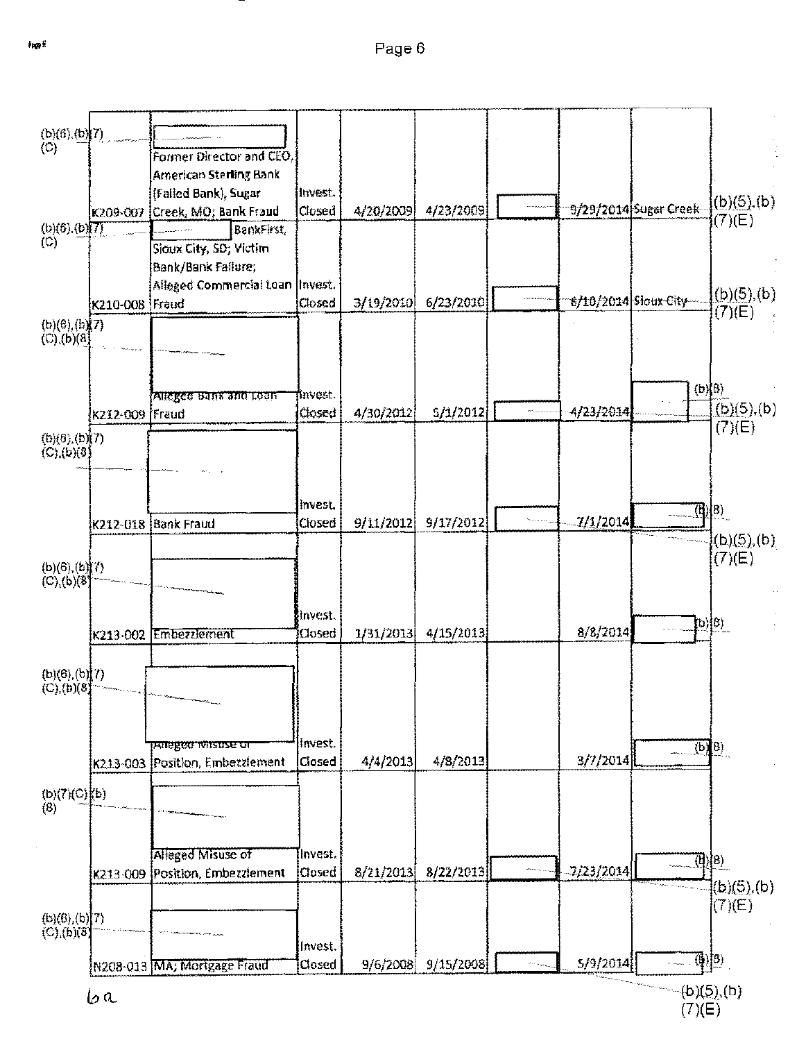| | | | | | | | |
|---|---|---|---|---|---|---|---|
| K209-007 | (b)(6),(b)(7)(C) Former Director and CEO, American Sterling Bank (Failed Bank), Sugar Creek, MO; Bank Fraud | Invest. Closed | 4/20/2009 | 4/23/2009 | (b)(5),(b)(7)(E) | 5/29/2014 | Sugar Creek |
| K210-008 | (b)(6),(b)(7)(C) BankFirst, Sioux City, SD; Victim Bank/Bank Failure; Alleged Commercial Loan Fraud | Invest. Closed | 3/19/2010 | 6/23/2010 | (b)(5),(b)(7)(E) | 6/10/2014 | Sioux City |
| K212-009 | (b)(6),(b)(7)(C),(b)(8) Alleged Bank and Loan Fraud | Invest. Closed | 4/30/2012 | 5/1/2012 | (b)(5),(b)(7)(E) | 4/23/2014 | (b)(8) |
| K212-018 | (b)(6),(b)(7)(C),(b)(8) Bank Fraud | Invest. Closed | 9/11/2012 | 9/17/2012 | (b)(5),(b)(7)(E) | 7/1/2014 | (b)(8) |
| K213-002 | (b)(6),(b)(7)(C),(b)(8) Embezzlement | Invest. Closed | 1/31/2013 | 4/15/2013 | | 8/8/2014 | (b)(8) |
| K213-003 | (b)(6),(b)(7)(C),(b)(8) Alleged Misuse of Position, Embezzlement | Invest. Closed | 4/4/2013 | 4/8/2013 | | 3/7/2014 | (b)(8) |
| K213-009 | (b)(7)(C),(b)(8) Alleged Misuse of Position, Embezzlement | Invest. Closed | 8/21/2013 | 8/22/2013 | (b)(5),(b)(7)(E) | 7/23/2014 | (b)(8) |
| N208-013 | (b)(6),(b)(7)(C),(b)(8) MA; Mortgage Fraud | Invest. Closed | 9/6/2008 | 9/15/2008 | (b)(5),(b)(7)(E) | 5/9/2014 | (b)(8) |

6a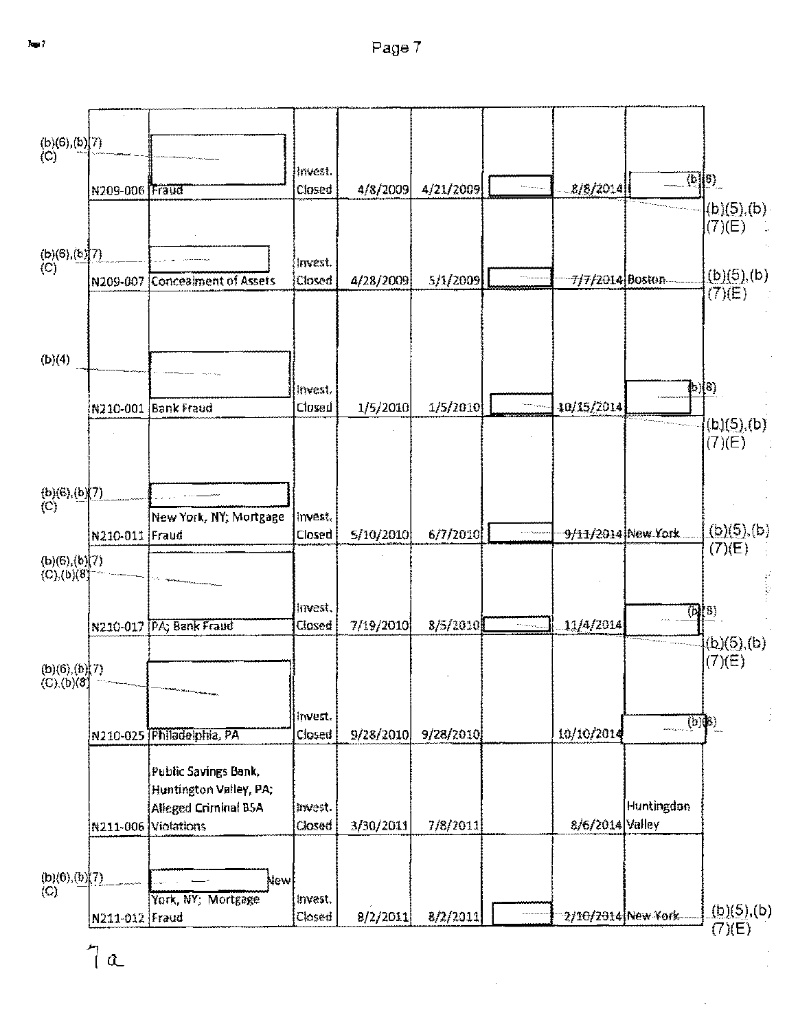| (b)(6),(b)(7)(C) | | | | | | | | |
|---|---|---|---|---|---|---|---|---|
| | N209-006 | Fraud | Invest. Closed | 4/8/2009 | 4/21/2009 | | 8/8/2014 | (b)(8) |
| (b)(6),(b)(7)(C) | N209-007 | Concealment of Assets | Invest. Closed | 4/28/2009 | 5/1/2009 | | 7/7/2014 | Boston |
| (b)(4) | N210-001 | Bank Fraud | Invest. Closed | 1/5/2010 | 1/5/2010 | | 10/15/2014 | (b)(8) |
| (b)(6),(b)(7)(C) | N210-011 | New York, NY; Mortgage Fraud | Invest. Closed | 5/10/2010 | 6/7/2010 | | 9/11/2014 | New York |
| (b)(6),(b)(7)(C),(b)(8) | N210-017 | PA; Bank Fraud | Invest. Closed | 7/19/2010 | 8/5/2010 | | 11/4/2014 | (b)(8) |
| (b)(6),(b)(7)(C),(b)(8) | N210-025 | Philadelphia, PA | Invest. Closed | 9/28/2010 | 9/28/2010 | | 10/10/2014 | (b)(8) |
| | N211-006 | Public Savings Bank, Huntington Valley, PA; Alleged Criminal BSA Violations | Invest. Closed | 3/30/2011 | 7/8/2011 | | 8/6/2014 | Huntingdon Valley |
| (b)(6),(b)(7)(C) | N211-012 | New York, NY; Mortgage Fraud | Invest. Closed | 8/2/2011 | 8/2/2011 | | 2/10/2014 | New York |

(b)(5),(b)(7)(E)

7a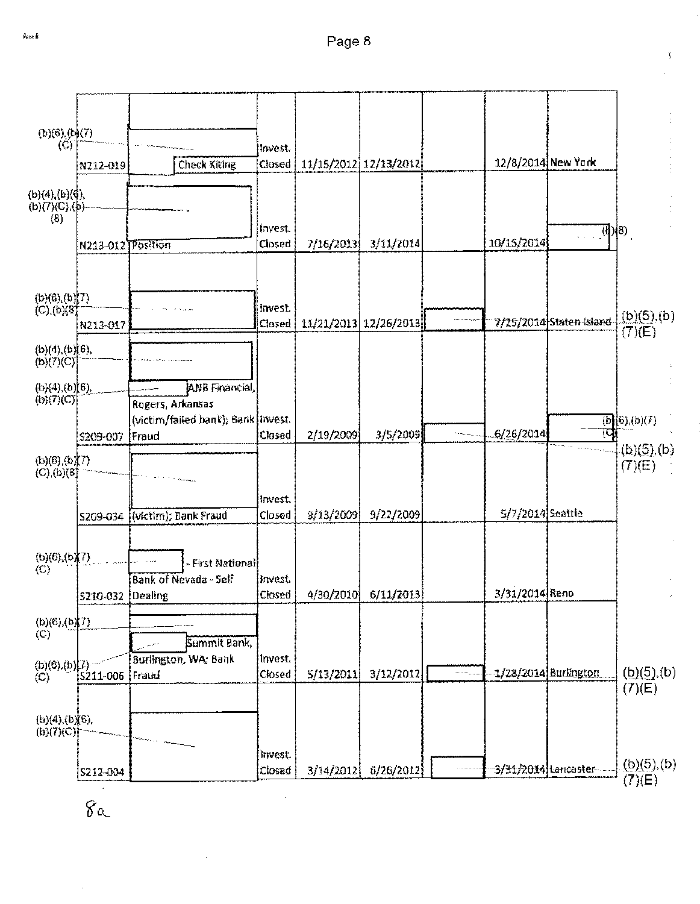Page 8

| | | | | | | | |
|---|---|---|---|---|---|---|---|
| (b)(6),(b)(7)(C) N212-019 | Check Kiting | Invest. Closed | 11/15/2012 | 12/13/2012 | | 12/8/2014 | New York |
| (b)(4),(b)(6),(b)(7)(C),(b)(8) N213-012 | Position | Invest. Closed | 7/16/2013 | 3/11/2014 | | 10/15/2014 | (b)(8) |
| (b)(6),(b)(7)(C),(b)(8) N213-017 | | Invest. Closed | 11/21/2013 | 12/26/2013 | (b)(5),(b)(7)(E) | 7/25/2014 | Staten Island |
| (b)(4),(b)(6),(b)(7)(C) S209-007 | (b)(4),(b)(6),(b)(7)(C) ANB Financial, Rogers, Arkansas (victim/failed bank); Bank Fraud | Invest. Closed | 2/19/2009 | 3/5/2009 | (b)(5),(b)(7)(E) | 6/26/2014 | (b)(6),(b)(7)(C) |
| (b)(6),(b)(7)(C),(b)(8) S209-034 | (victim); Bank Fraud | Invest. Closed | 9/13/2009 | 9/22/2009 | | 5/7/2014 | Seattle |
| (b)(6),(b)(7)(C) S210-032 | - First National Bank of Nevada - Self Dealing | Invest. Closed | 4/30/2010 | 6/11/2013 | | 3/31/2014 | Reno |
| (b)(6),(b)(7)(C) S211-006 | (b)(6),(b)(7)(C) Summit Bank, Burlington, WA; Bank Fraud | Invest. Closed | 5/13/2011 | 3/12/2012 | (b)(5),(b)(7)(E) | 1/28/2014 | Burlington |
| (b)(4),(b)(6),(b)(7)(C) S212-004 | | Invest. Closed | 3/14/2012 | 6/26/2012 | (b)(5),(b)(7)(E) | 3/31/2014 | Lancaster |

8a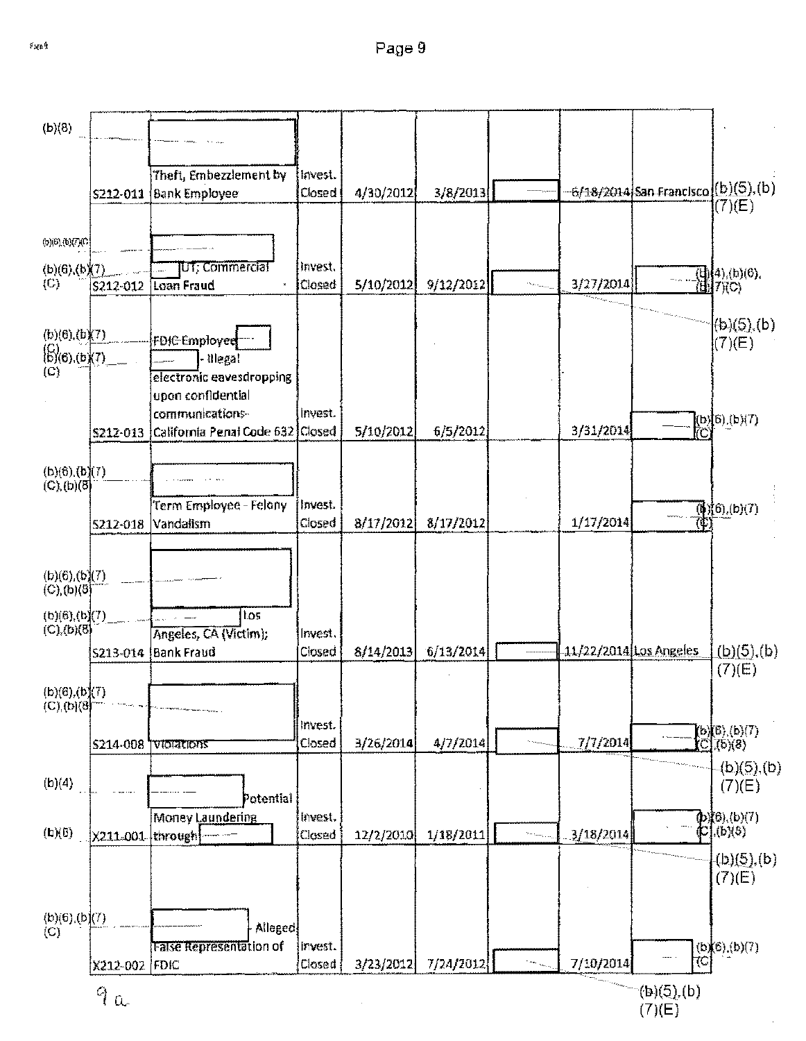| | | | | | | | | | |
|---|---|---|---|---|---|---|---|---|---|
| (b)(8) | S212-011 | Theft, Embezzlement by Bank Employee | Invest. Closed | 4/30/2012 | 3/8/2013 | | 6/18/2014 | San Francisco | (b)(5),(b)(7)(E) |
| (b)(6),(b)(7)(C) (b)(6),(b)(7)(C) | S212-012 | UT; Commercial Loan Fraud | Invest. Closed | 5/10/2012 | 9/12/2012 | | 3/27/2014 | | (b)(4),(b)(6),(b)(7)(C) (b)(5),(b)(7)(E) |
| (b)(6),(b)(7)(C) (b)(6),(b)(7)(C) | S212-013 | FDIC Employee - Illegal electronic eavesdropping upon confidential communications-California Penal Code 632 | Invest. Closed | 5/10/2012 | 6/5/2012 | | 3/31/2014 | | (b)(6),(b)(7)(C) |
| (b)(6),(b)(7)(C),(b)(8) | S212-018 | Term Employee - Felony Vandalism | Invest. Closed | 8/17/2012 | 8/17/2012 | | 1/17/2014 | | (b)(6),(b)(7)(C) |
| (b)(6),(b)(7)(C),(b)(8) (b)(6),(b)(7)(C),(b)(8) | S213-014 | Los Angeles, CA (Victim); Bank Fraud | Invest. Closed | 8/14/2013 | 6/13/2014 | | 11/22/2014 | Los Angeles | (b)(5),(b)(7)(E) |
| (b)(6),(b)(7)(C),(b)(8) | S214-008 | Violations | Invest. Closed | 3/26/2014 | 4/7/2014 | | 7/7/2014 | | (b)(6),(b)(7)(C),(b)(8) (b)(5),(b)(7)(E) |
| (b)(4) (b)(8) | X211-001 | Potential Money Laundering through | Invest. Closed | 12/2/2010 | 1/18/2011 | | 3/18/2014 | | (b)(6),(b)(7)(C),(b)(8) (b)(5),(b)(7)(E) |
| (b)(6),(b)(7)(C) | X212-002 | - Alleged False Representation of FDIC | Invest. Closed | 3/23/2012 | 7/24/2012 | | 7/10/2014 | | (b)(6),(b)(7)(C) (b)(5),(b)(7)(E) |

9a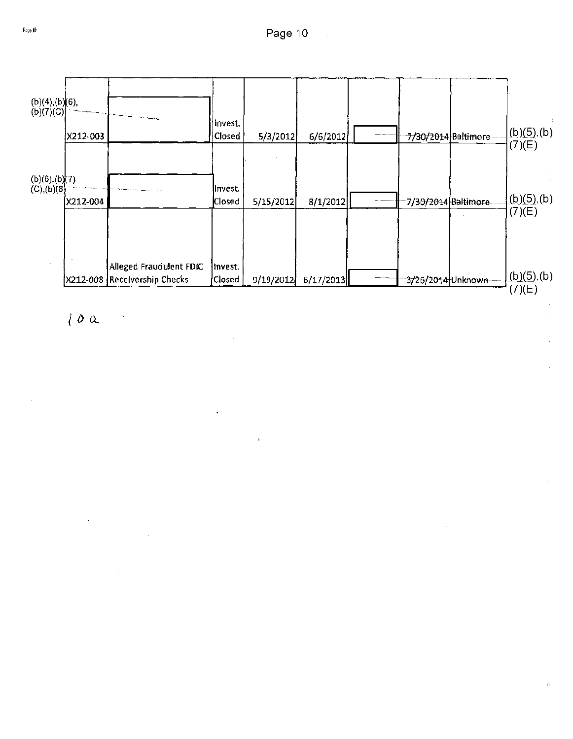| | | | | | | | | |
|---|---|---|---|---|---|---|---|---|
| (b)(4),(b)(6), (b)(7)(C) | X212-003 | | Invest. Closed | 5/3/2012 | 6/6/2012 | | 7/30/2014 | Baltimore | (b)(5),(b)(7)(E) |
| (b)(6),(b)(7)(C),(b)(8) | X212-004 | | Invest. Closed | 5/15/2012 | 8/1/2012 | | 7/30/2014 | Baltimore | (b)(5),(b)(7)(E) |
| | X212-008 | Alleged Fraudulent FDIC Receivership Checks | Invest. Closed | 9/19/2012 | 6/17/2013 | | 3/26/2014 | Unknown | (b)(5),(b)(7)(E) |

10a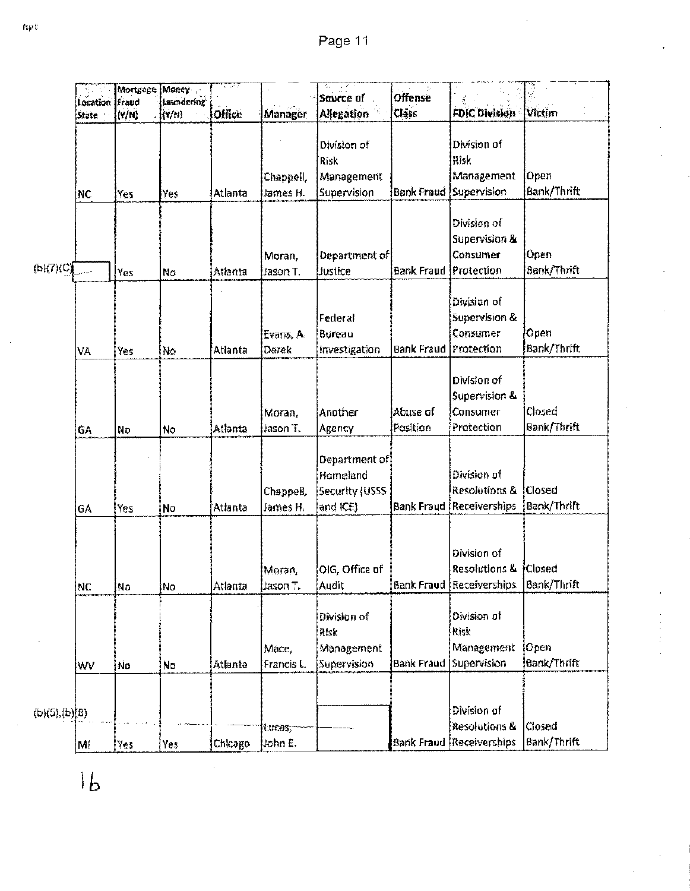| Location State | Mortgage Fraud (Y/N) | Money Laundering (Y/N) | Office | Manager | Source of Allegation | Offense Class | FDIC Division | Victim |
|---|---|---|---|---|---|---|---|---|
| NC | Yes | Yes | Atlanta | Chappell, James H. | Division of Risk Management Supervision | Bank Fraud | Division of Risk Management Supervision | Open Bank/Thrift |
| (b)(7)(C) | Yes | No | Atlanta | Moran, Jason T. | Department of Justice | Bank Fraud | Division of Supervision & Consumer Protection | Open Bank/Thrift |
| VA | Yes | No | Atlanta | Evans, A. Derek | Federal Bureau Investigation | Bank Fraud | Division of Supervision & Consumer Protection | Open Bank/Thrift |
| GA | No | No | Atlanta | Moran, Jason T. | Another Agency | Abuse of Position | Division of Supervision & Consumer Protection | Closed Bank/Thrift |
| GA | Yes | No | Atlanta | Chappell, James H. | Department of Homeland Security (USSS and ICE) | Bank Fraud | Division of Resolutions & Receiverships | Closed Bank/Thrift |
| NC | No | No | Atlanta | Moran, Jason T. | OIG, Office of Audit | Bank Fraud | Division of Resolutions & Receiverships | Closed Bank/Thrift |
| WV | No | No | Atlanta | Mace, Francis L. | Division of Risk Management Supervision | Bank Fraud | Division of Risk Management Supervision | Open Bank/Thrift |
| MI | Yes | Yes | Chicago | Lucas, John E. | (b)(5),(b)(8) | Bank Fraud | Division of Resolutions & Receiverships | Closed Bank/Thrift |

16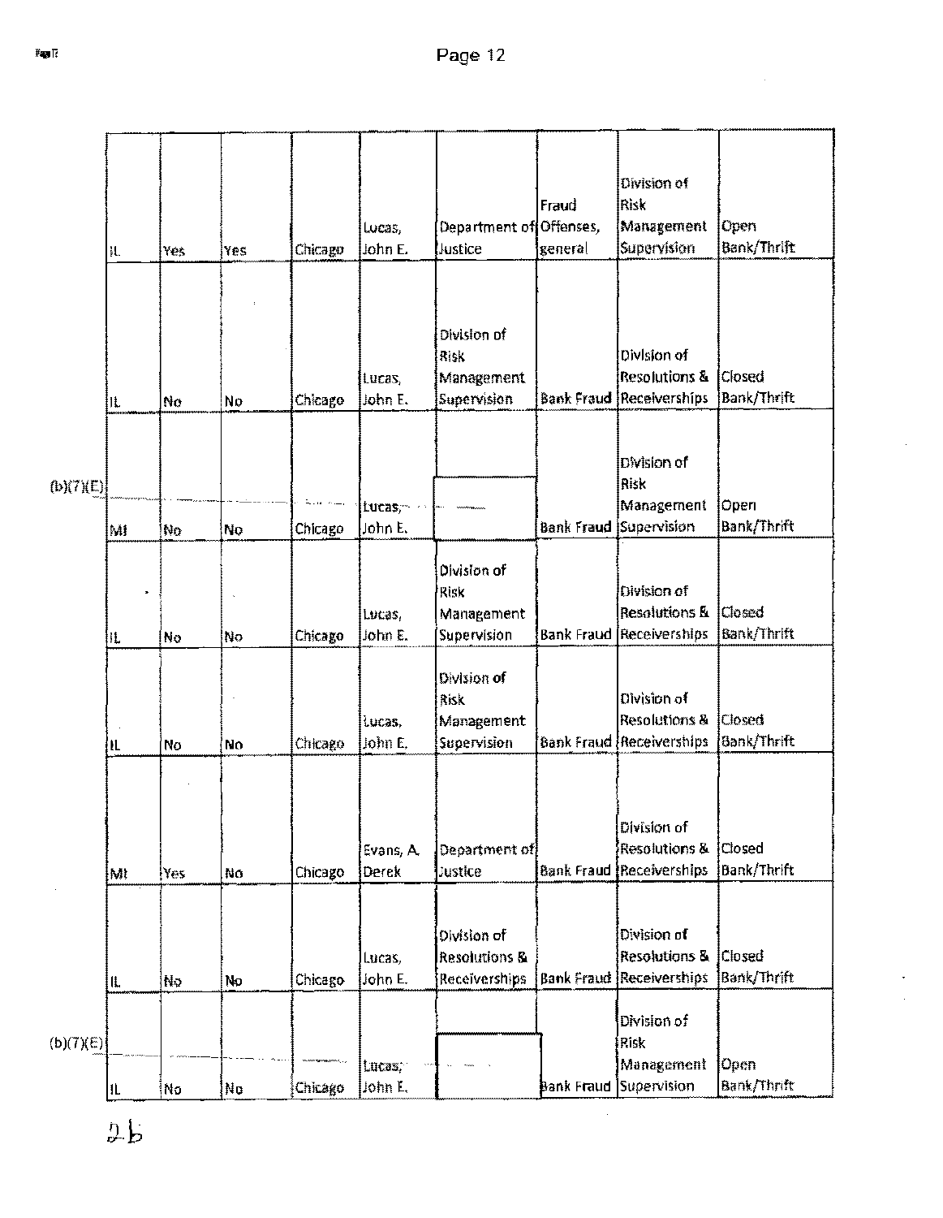| | | | | | | | | |
|---|---|---|---|---|---|---|---|---|
| IL | Yes | Yes | Chicago | Lucas, John E. | Department of Justice | Fraud Offenses, general | Division of Risk Management Supervision | Open Bank/Thrift |
| IL | No | No | Chicago | Lucas, John E. | Division of Risk Management Supervision | Bank Fraud | Division of Resolutions & Receiverships | Closed Bank/Thrift |
| MI | No | No | Chicago | Lucas, John E. | (b)(7)(E) | Bank Fraud | Division of Risk Management Supervision | Open Bank/Thrift |
| IL | No | No | Chicago | Lucas, John E. | Division of Risk Management Supervision | Bank Fraud | Division of Resolutions & Receiverships | Closed Bank/Thrift |
| IL | No | No | Chicago | Lucas, John E. | Division of Risk Management Supervision | Bank Fraud | Division of Resolutions & Receiverships | Closed Bank/Thrift |
| MI | Yes | No | Chicago | Evans, A. Derek | Department of Justice | Bank Fraud | Division of Resolutions & Receiverships | Closed Bank/Thrift |
| IL | No | No | Chicago | Lucas, John E. | Division of Resolutions & Receiverships | Bank Fraud | Division of Resolutions & Receiverships | Closed Bank/Thrift |
| IL | No | No | Chicago | Lucas, John E. | (b)(7)(E) | Bank Fraud | Division of Risk Management Supervision | Open Bank/Thrift |

26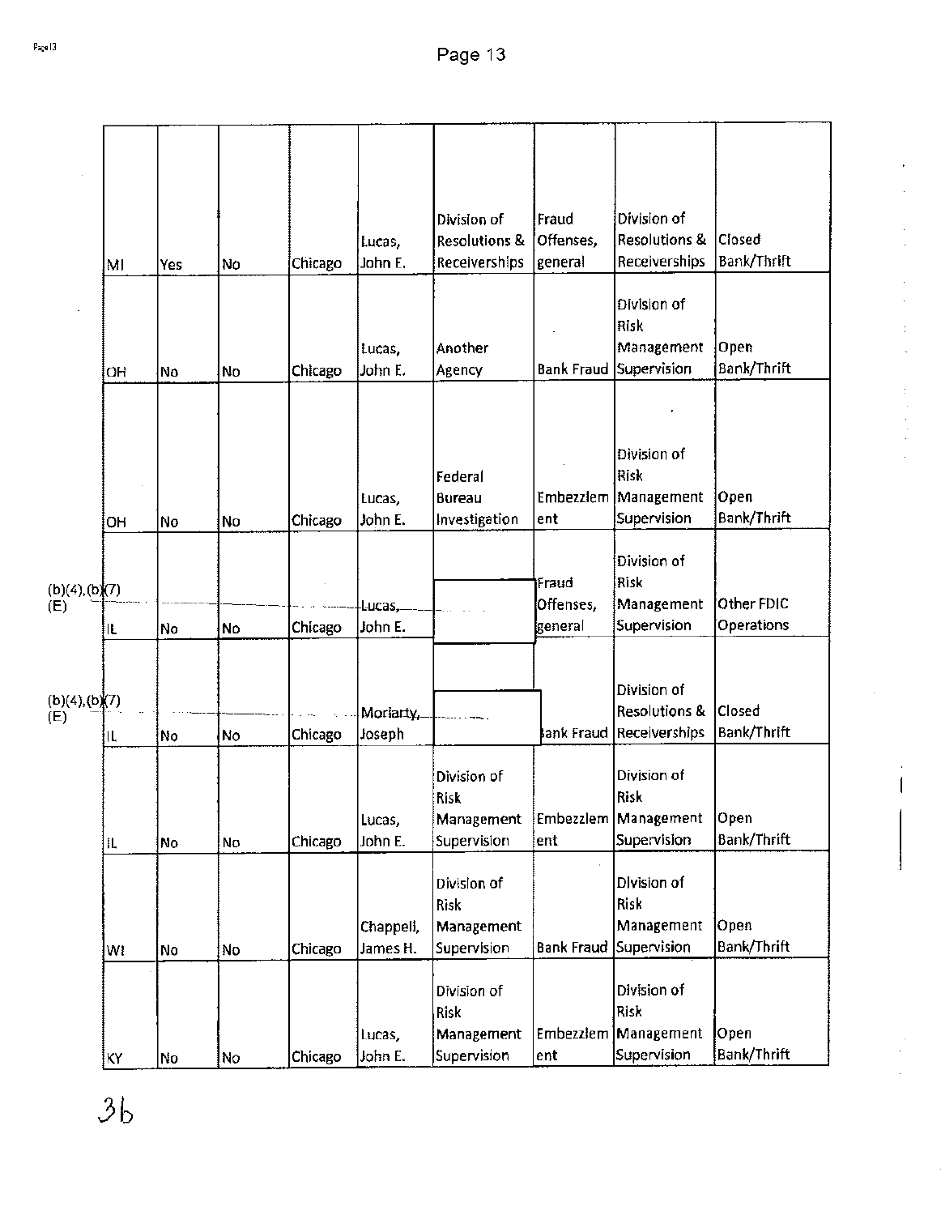| | | | | | | | | | |
|---|---|---|---|---|---|---|---|---|---|
| | MI | Yes | No | Chicago | Lucas, John E. | Division of Resolutions & Receiverships | Fraud Offenses, general | Division of Resolutions & Receiverships | Closed Bank/Thrift |
| | OH | No | No | Chicago | Lucas, John E. | Another Agency | Bank Fraud | Division of Risk Management Supervision | Open Bank/Thrift |
| | OH | No | No | Chicago | Lucas, John E. | Federal Bureau Investigation | Embezzlement | Division of Risk Management Supervision | Open Bank/Thrift |
| (b)(4),(b)(7)(E) | IL | No | No | Chicago | Lucas, John E. | | Fraud Offenses, general | Division of Risk Management Supervision | Other FDIC Operations |
| (b)(4),(b)(7)(E) | IL | No | No | Chicago | Moriarty, Joseph | | Bank Fraud | Division of Resolutions & Receiverships | Closed Bank/Thrift |
| | IL | No | No | Chicago | Lucas, John E. | Division of Risk Management Supervision | Embezzlement | Division of Risk Management Supervision | Open Bank/Thrift |
| | WI | No | No | Chicago | Chappell, James H. | Division of Risk Management Supervision | Bank Fraud | Division of Risk Management Supervision | Open Bank/Thrift |
| | KY | No | No | Chicago | Lucas, John E. | Division of Risk Management Supervision | Embezzlement | Division of Risk Management Supervision | Open Bank/Thrift |

3b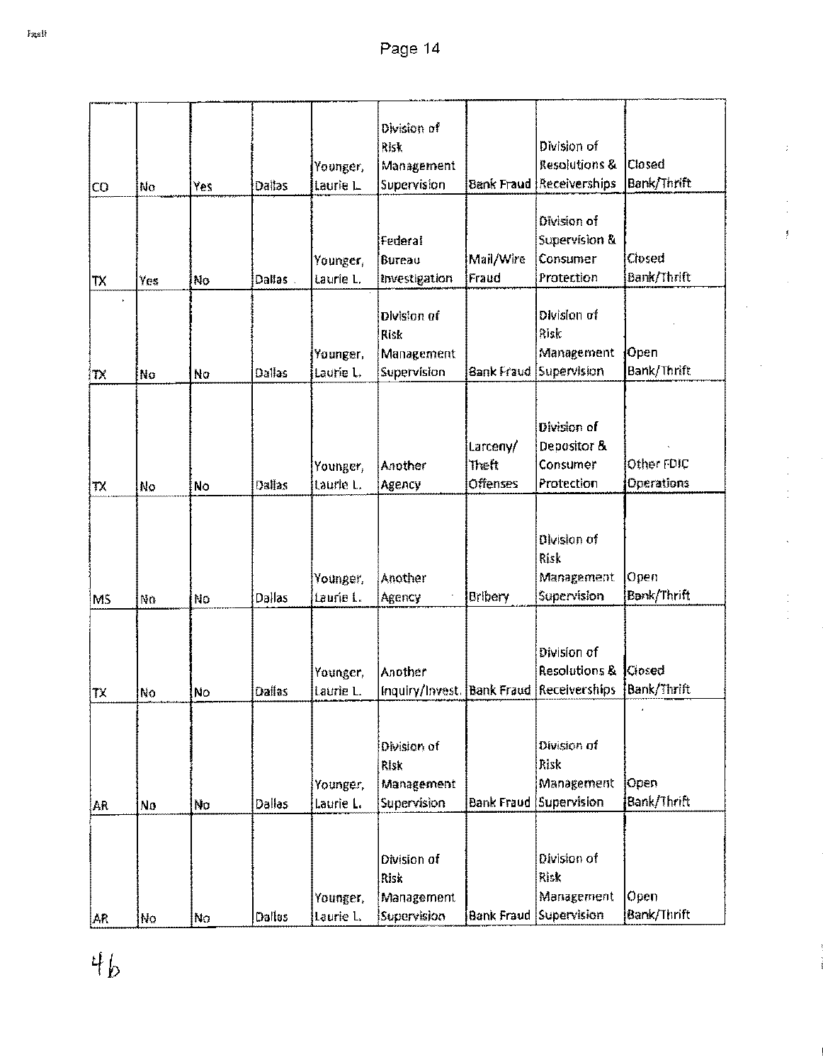| | | | | | | | | |
|---|---|---|---|---|---|---|---|---|
| CO | No | Yes | Dallas | Younger, Laurie L. | Division of Risk Management Supervision | Bank Fraud | Division of Resolutions & Receiverships | Closed Bank/Thrift |
| TX | Yes | No | Dallas | Younger, Laurie L. | Federal Bureau Investigation | Mail/Wire Fraud | Division of Supervision & Consumer Protection | Closed Bank/Thrift |
| TX | No | No | Dallas | Younger, Laurie L. | Division of Risk Management Supervision | Bank Fraud | Division of Risk Management Supervision | Open Bank/Thrift |
| TX | No | No | Dallas | Younger, Laurie L. | Another Agency | Larceny/ Theft Offenses | Division of Depositor & Consumer Protection | Other FDIC Operations |
| MS | No | No | Dallas | Younger, Laurie L. | Another Agency | Bribery | Division of Risk Management Supervision | Open Bank/Thrift |
| TX | No | No | Dallas | Younger, Laurie L. | Another Inquiry/Invest. | Bank Fraud | Division of Resolutions & Receiverships | Closed Bank/Thrift |
| AR | No | No | Dallas | Younger, Laurie L. | Division of Risk Management Supervision | Bank Fraud | Division of Risk Management Supervision | Open Bank/Thrift |
| AR | No | No | Dallas | Younger, Laurie L. | Division of Risk Management Supervision | Bank Fraud | Division of Risk Management Supervision | Open Bank/Thrift |

46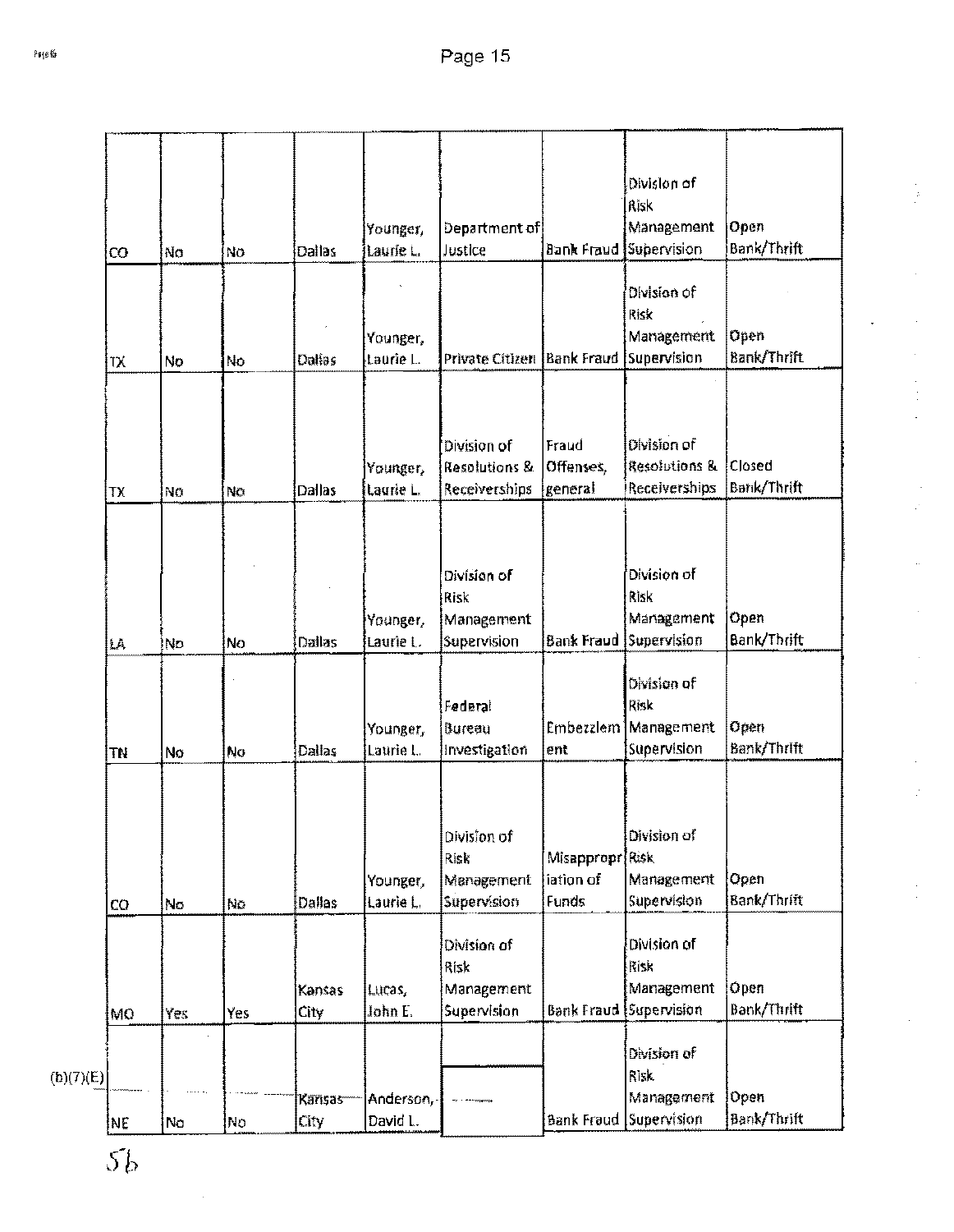| | | | | | | | | |
|---|---|---|---|---|---|---|---|---|
| CO | No | No | Dallas | Younger, Laurie L. | Department of Justice | Bank Fraud | Division of Risk Management Supervision | Open Bank/Thrift |
| TX | No | No | Dallas | Younger, Laurie L. | Private Citizen | Bank Fraud | Division of Risk Management Supervision | Open Bank/Thrift |
| TX | No | No | Dallas | Younger, Laurie L. | Division of Resolutions & Receiverships | Fraud Offenses, general | Division of Resolutions & Receiverships | Closed Bank/Thrift |
| LA | No | No | Dallas | Younger, Laurie L. | Division of Risk Management Supervision | Bank Fraud | Division of Risk Management Supervision | Open Bank/Thrift |
| TN | No | No | Dallas | Younger, Laurie L. | Federal Bureau Investigation | Embezzlement | Division of Risk Management Supervision | Open Bank/Thrift |
| CO | No | No | Dallas | Younger, Laurie L. | Division of Risk Management Supervision | Misappropriation of Funds | Division of Risk Management Supervision | Open Bank/Thrift |
| MO | Yes | Yes | Kansas City | Lucas, John E. | Division of Risk Management Supervision | Bank Fraud | Division of Risk Management Supervision | Open Bank/Thrift |
| NE | No | No | Kansas City | Anderson, David L. | (b)(7)(E) | Bank Fraud | Division of Risk Management Supervision | Open Bank/Thrift |

56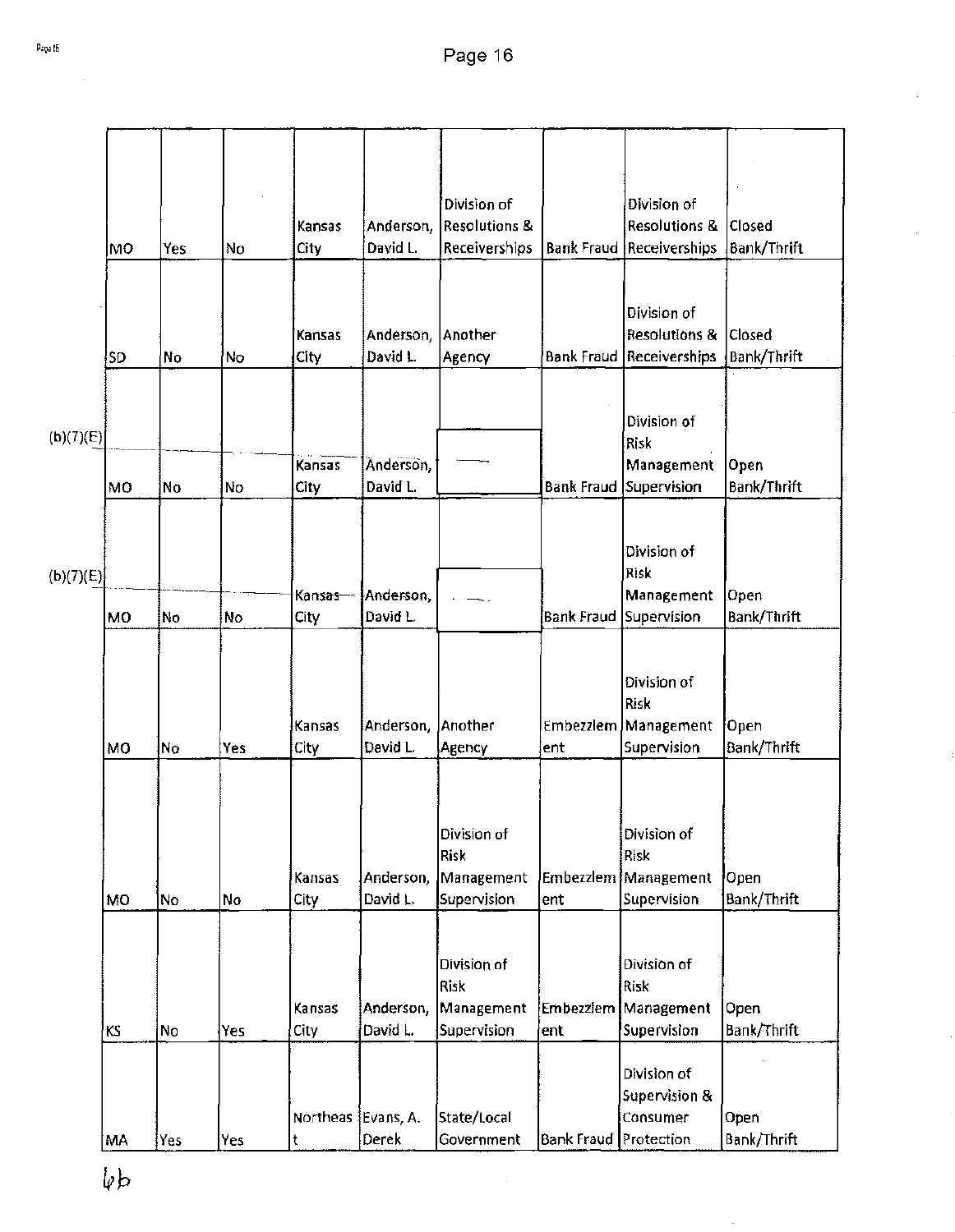| | | | | | | | | |
|---|---|---|---|---|---|---|---|---|
| MO | Yes | No | Kansas City | Anderson, David L. | Division of Resolutions & Receiverships | Bank Fraud | Division of Resolutions & Receiverships | Closed Bank/Thrift |
| SD | No | No | Kansas City | Anderson, David L. | Another Agency | Bank Fraud | Division of Resolutions & Receiverships | Closed Bank/Thrift |
| MO | No | No | Kansas City | Anderson, David L. | (b)(7)(E) | Bank Fraud | Division of Risk Management Supervision | Open Bank/Thrift |
| MO | No | No | Kansas City | Anderson, David L. | (b)(7)(E) | Bank Fraud | Division of Risk Management Supervision | Open Bank/Thrift |
| MO | No | Yes | Kansas City | Anderson, David L. | Another Agency | Embezzlement | Division of Risk Management Supervision | Open Bank/Thrift |
| MO | No | No | Kansas City | Anderson, David L. | Division of Risk Management Supervision | Embezzlement | Division of Risk Management Supervision | Open Bank/Thrift |
| KS | No | Yes | Kansas City | Anderson, David L. | Division of Risk Management Supervision | Embezzlement | Division of Risk Management Supervision | Open Bank/Thrift |
| MA | Yes | Yes | Northeast | Evans, A. Derek | State/Local Government | Bank Fraud | Division of Supervision & Consumer Protection | Open Bank/Thrift |

6b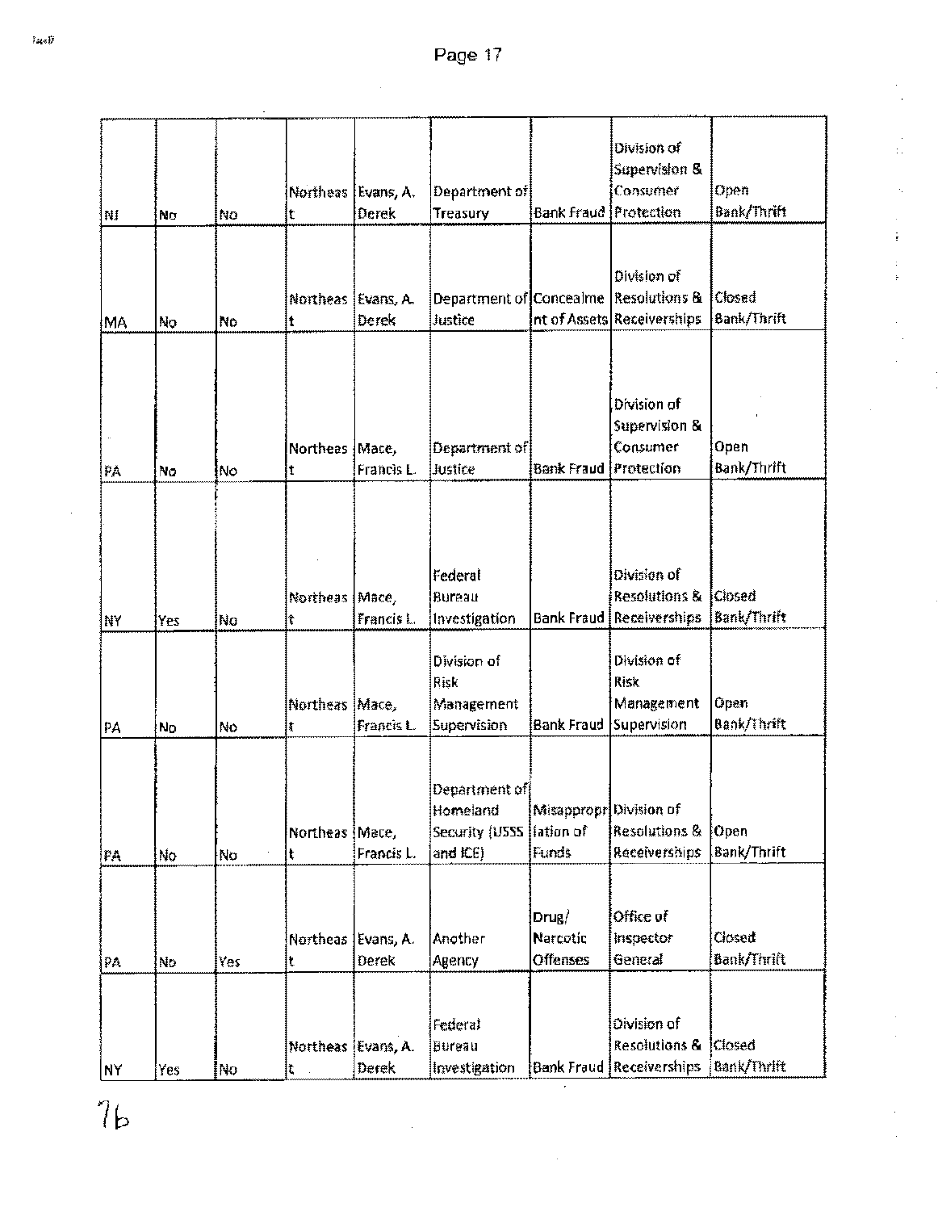| | | | | | | | | |
|---|---|---|---|---|---|---|---|---|
| NJ | No | No | Northeast | Evans, A. Derek | Department of Treasury | Bank Fraud | Division of Supervision & Consumer Protection | Open Bank/Thrift |
| MA | No | No | Northeast | Evans, A. Derek | Department of Justice | Concealment of Assets | Division of Resolutions & Receiverships | Closed Bank/Thrift |
| PA | No | No | Northeast | Mace, Francis L. | Department of Justice | Bank Fraud | Division of Supervision & Consumer Protection | Open Bank/Thrift |
| NY | Yes | No | Northeast | Mace, Francis L. | Federal Bureau Investigation | Bank Fraud | Division of Resolutions & Receiverships | Closed Bank/Thrift |
| PA | No | No | Northeast | Mace, Francis L. | Division of Risk Management Supervision | Bank Fraud | Division of Risk Management Supervision | Open Bank/Thrift |
| PA | No | No | Northeast | Mace, Francis L. | Department of Homeland Security (USSS and ICE) | Misappropriation of Funds | Division of Resolutions & Receiverships | Open Bank/Thrift |
| PA | No | Yes | Northeast | Evans, A. Derek | Another Agency | Drug/ Narcotic Offenses | Office of Inspector General | Closed Bank/Thrift |
| NY | Yes | No | Northeast | Evans, A. Derek | Federal Bureau Investigation | Bank Fraud | Division of Resolutions & Receiverships | Closed Bank/Thrift |

76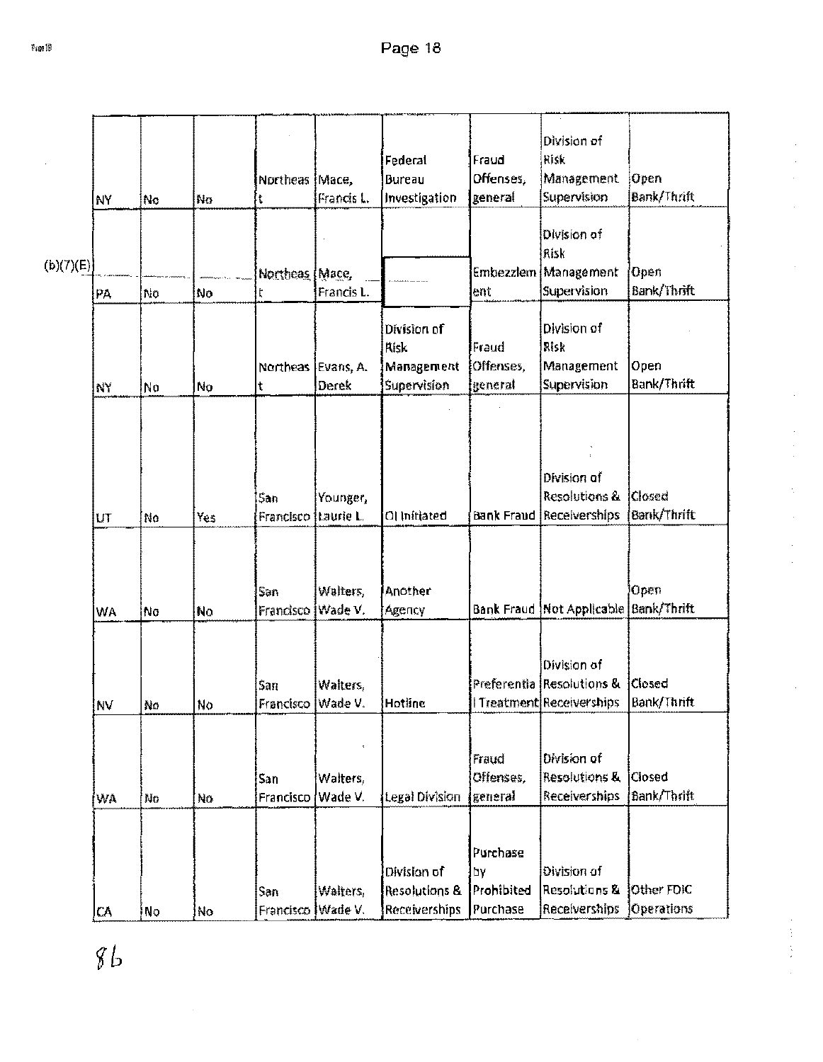| | | | | | | | | |
|---|---|---|---|---|---|---|---|---|
| NY | No | No | Northeast | Mace, Francis L. | Federal Bureau Investigation | Fraud Offenses, general | Division of Risk Management Supervision | Open Bank/Thrift |
| PA | No | No | Northeast | Mace, Francis L. | (b)(7)(E) | Embezzlement | Division of Risk Management Supervision | Open Bank/Thrift |
| NY | No | No | Northeast | Evans, A. Derek | Division of Risk Management Supervision | Fraud Offenses, general | Division of Risk Management Supervision | Open Bank/Thrift |
| UT | No | Yes | San Francisco | Younger, Laurie L. | OI Initiated | Bank Fraud | Division of Resolutions & Receiverships | Closed Bank/Thrift |
| WA | No | No | San Francisco | Walters, Wade V. | Another Agency | Bank Fraud | Not Applicable | Open Bank/Thrift |
| NV | No | No | San Francisco | Walters, Wade V. | Hotline | Preferential Treatment | Division of Resolutions & Receiverships | Closed Bank/Thrift |
| WA | No | No | San Francisco | Walters, Wade V. | Legal Division | Fraud Offenses, general | Division of Resolutions & Receiverships | Closed Bank/Thrift |
| CA | No | No | San Francisco | Walters, Wade V. | Division of Resolutions & Receiverships | Purchase by Prohibited Purchase | Division of Resolutions & Receiverships | Other FDIC Operations |

86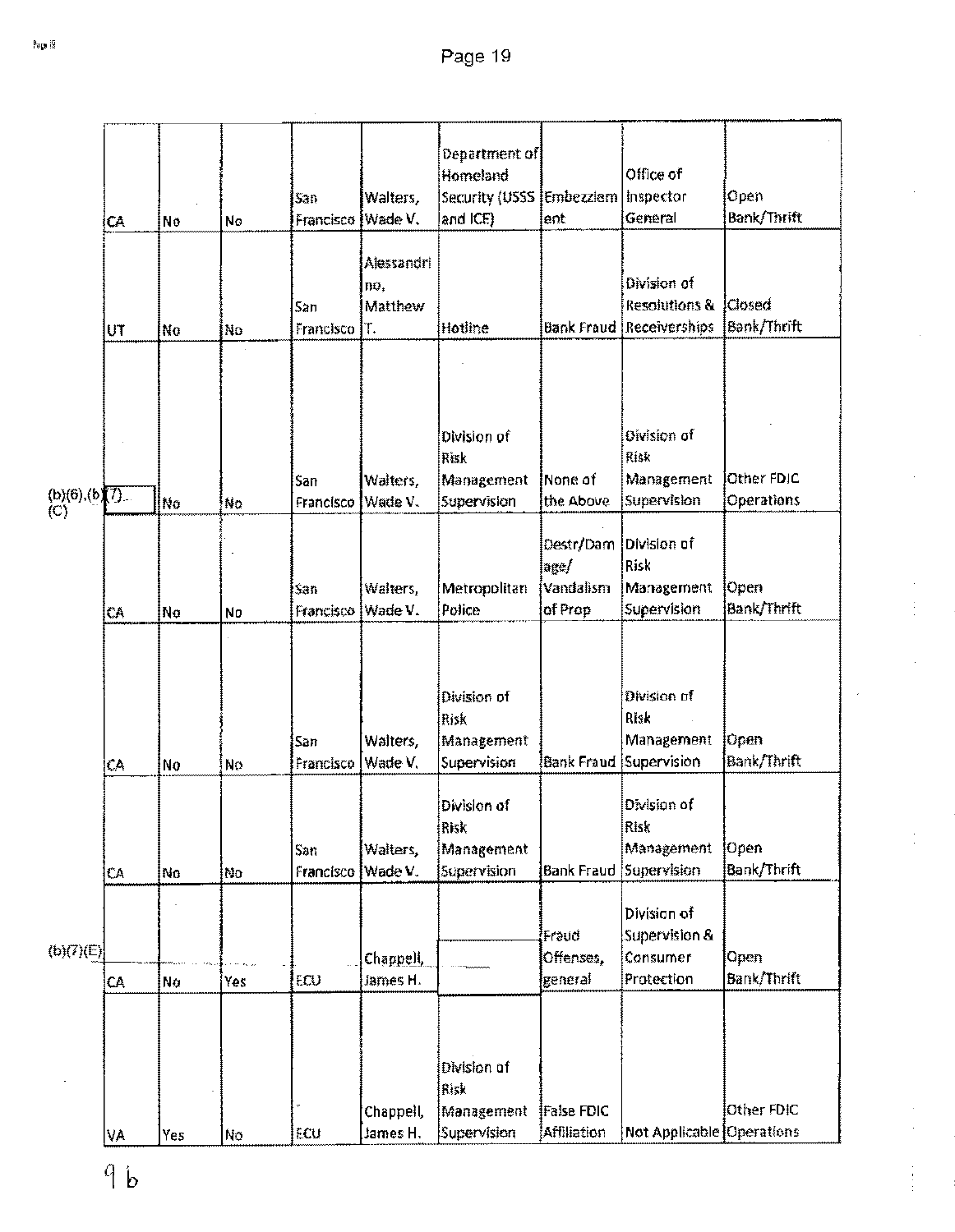| | | | | | | | | |
|---|---|---|---|---|---|---|---|---|
| CA | No | No | San Francisco | Walters, Wade V. | Department of Homeland Security (USSS and ICE) | Embezzlement | Office of Inspector General | Open Bank/Thrift |
| UT | No | No | San Francisco | Alessandrino, Matthew T. | Hotline | Bank Fraud | Division of Resolutions & Receiverships | Closed Bank/Thrift |
| (b)(6),(b)(7)(C) | No | No | San Francisco | Walters, Wade V. | Division of Risk Management Supervision | None of the Above | Division of Risk Management Supervision | Other FDIC Operations |
| CA | No | No | San Francisco | Walters, Wade V. | Metropolitan Police | Destr/Damage/ Vandalism of Prop | Division of Risk Management Supervision | Open Bank/Thrift |
| CA | No | No | San Francisco | Walters, Wade V. | Division of Risk Management Supervision | Bank Fraud | Division of Risk Management Supervision | Open Bank/Thrift |
| CA | No | No | San Francisco | Walters, Wade V. | Division of Risk Management Supervision | Bank Fraud | Division of Risk Management Supervision | Open Bank/Thrift |
| CA | No | Yes | ECU | Chappell, James H. | (b)(7)(E) | Fraud Offenses, general | Division of Supervision & Consumer Protection | Open Bank/Thrift |
| VA | Yes | No | ECU | Chappell, James H. | Division of Risk Management Supervision | False FDIC Affiliation | Not Applicable | Other FDIC Operations |

9 b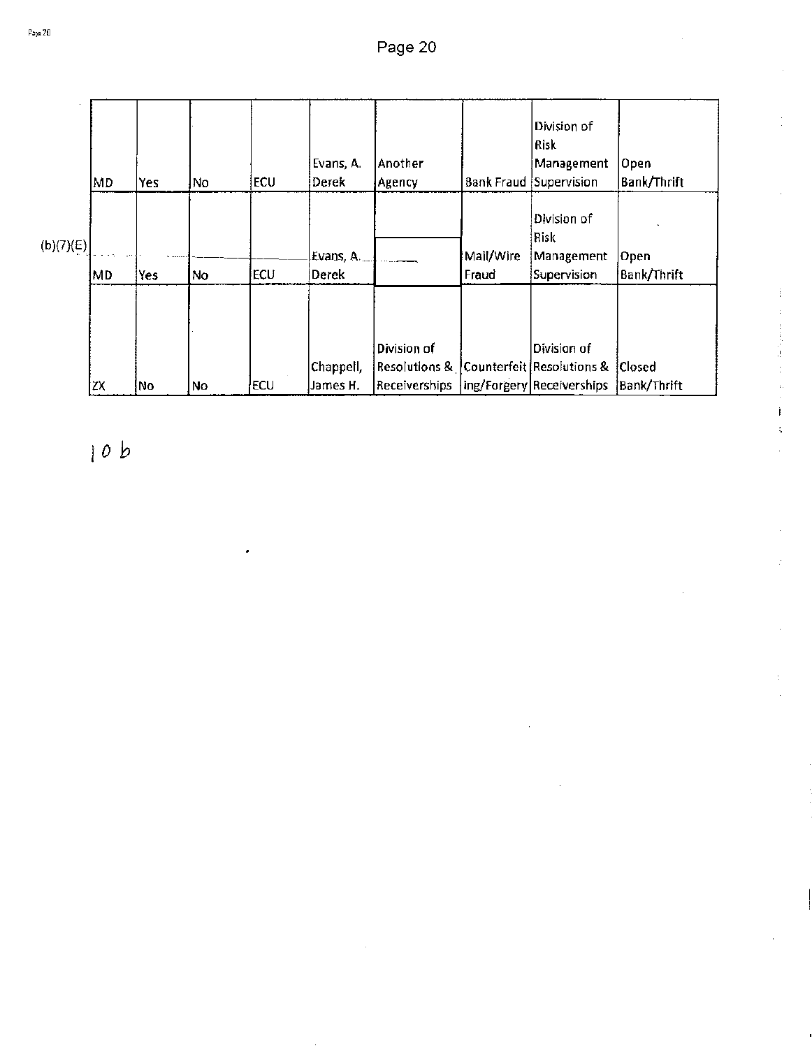| | | | | | | | | |
|---|---|---|---|---|---|---|---|---|
| MD | Yes | No | ECU | Evans, A. Derek | Another Agency | Bank Fraud | Division of Risk Management Supervision | Open Bank/Thrift |
| MD | Yes | No | ECU | Evans, A. Derek | (b)(7)(E) | Mail/Wire Fraud | Division of Risk Management Supervision | Open Bank/Thrift |
| ZX | No | No | ECU | Chappell, James H. | Division of Resolutions & Receiverships | Counterfeiting/Forgery | Division of Resolutions & Receiverships | Closed Bank/Thrift |

10 b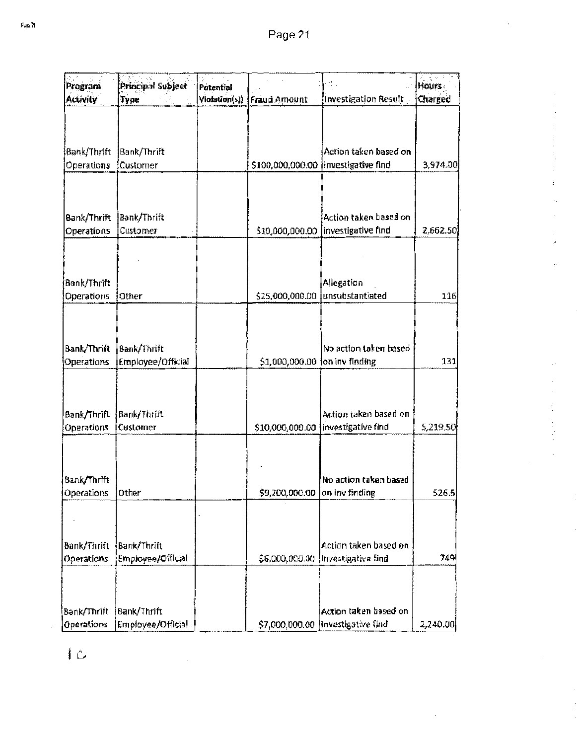| Program Activity | Principal Subject Type | Potential Violation(s)) | Fraud Amount | Investigation Result | Hours Charged |
|---|---|---|---|---|---|
| Bank/Thrift Operations | Bank/Thrift Customer | | $100,000,000.00 | Action taken based on investigative find | 3,974.00 |
| Bank/Thrift Operations | Bank/Thrift Customer | | $10,000,000.00 | Action taken based on investigative find | 2,662.50 |
| Bank/Thrift Operations | Other | | $25,000,000.00 | Allegation unsubstantiated | 116 |
| Bank/Thrift Operations | Bank/Thrift Employee/Official | | $1,000,000.00 | No action taken based on inv finding | 131 |
| Bank/Thrift Operations | Bank/Thrift Customer | | $10,000,000.00 | Action taken based on investigative find | 5,219.50 |
| Bank/Thrift Operations | Other | | $9,200,000.00 | No action taken based on inv finding | 526.5 |
| Bank/Thrift Operations | Bank/Thrift Employee/Official | | $6,000,000.00 | Action taken based on investigative find | 749 |
| Bank/Thrift Operations | Bank/Thrift Employee/Official | | $7,000,000.00 | Action taken based on investigative find | 2,240.00 |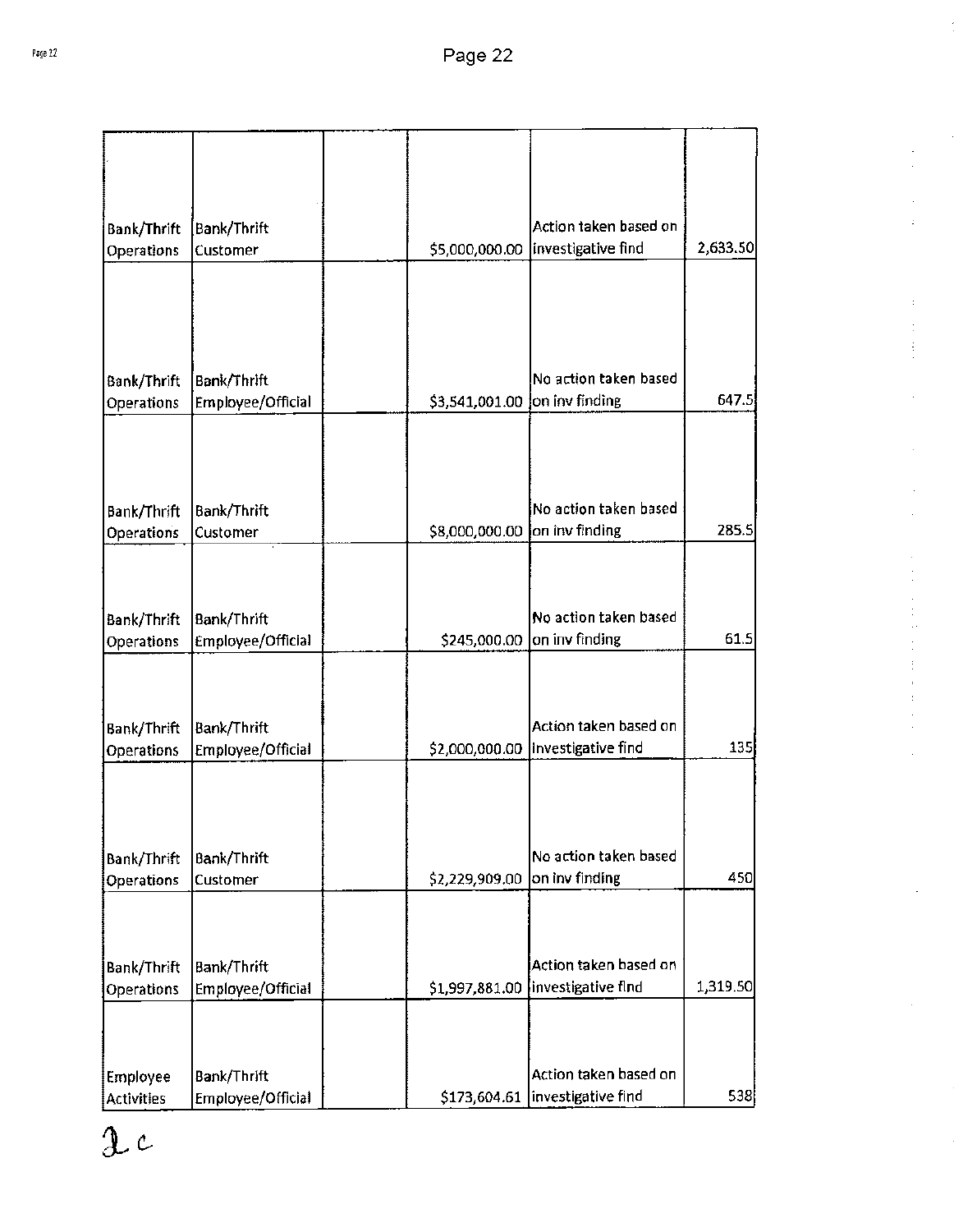| | | | | | |
|---|---|---|---|---|---|
| Bank/Thrift Operations | Bank/Thrift Customer | | $5,000,000.00 | Action taken based on investigative find | 2,633.50 |
| Bank/Thrift Operations | Bank/Thrift Employee/Official | | $3,541,001.00 | No action taken based on inv finding | 647.5 |
| Bank/Thrift Operations | Bank/Thrift Customer | | $8,000,000.00 | No action taken based on inv finding | 285.5 |
| Bank/Thrift Operations | Bank/Thrift Employee/Official | | $245,000.00 | No action taken based on inv finding | 61.5 |
| Bank/Thrift Operations | Bank/Thrift Employee/Official | | $2,000,000.00 | Action taken based on investigative find | 135 |
| Bank/Thrift Operations | Bank/Thrift Customer | | $2,229,909.00 | No action taken based on inv finding | 450 |
| Bank/Thrift Operations | Bank/Thrift Employee/Official | | $1,997,881.00 | Action taken based on investigative find | 1,319.50 |
| Employee Activities | Bank/Thrift Employee/Official | | $173,604.61 | Action taken based on investigative find | 538 |

2 c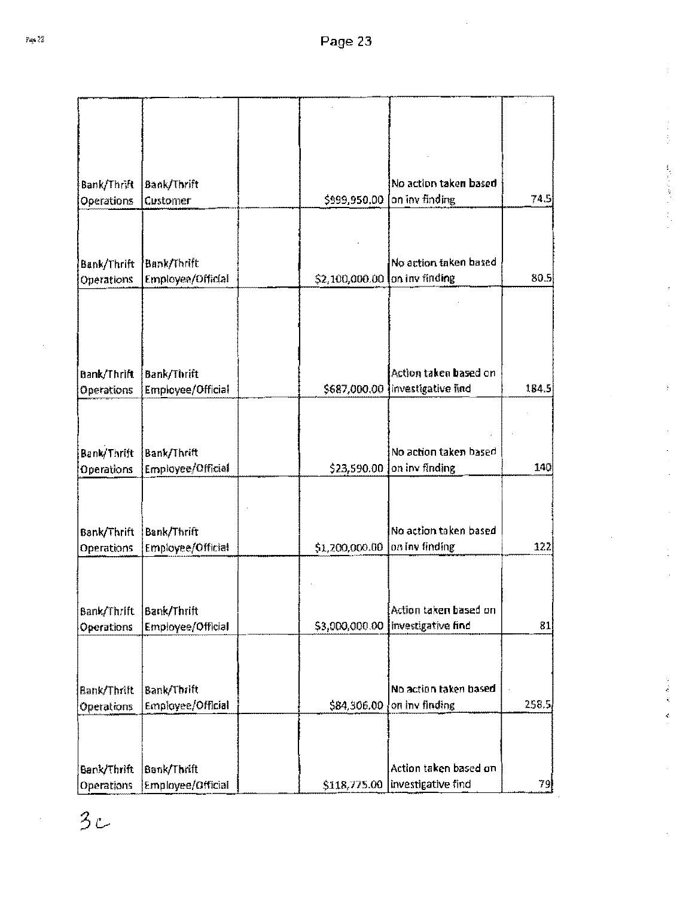| | | | | | |
|---|---|---|---|---|---|
| Bank/Thrift Operations | Bank/Thrift Customer | | $999,950.00 | No action taken based on inv finding | 74.5 |
| Bank/Thrift Operations | Bank/Thrift Employee/Official | | $2,100,000.00 | No action taken based on inv finding | 80.5 |
| Bank/Thrift Operations | Bank/Thrift Employee/Official | | $687,000.00 | Action taken based on investigative find | 184.5 |
| Bank/Thrift Operations | Bank/Thrift Employee/Official | | $23,590.00 | No action taken based on inv finding | 140 |
| Bank/Thrift Operations | Bank/Thrift Employee/Official | | $1,200,000.00 | No action taken based on inv finding | 122 |
| Bank/Thrift Operations | Bank/Thrift Employee/Official | | $3,000,000.00 | Action taken based on investigative find | 81 |
| Bank/Thrift Operations | Bank/Thrift Employee/Official | | $84,306.00 | No action taken based on inv finding | 258.5 |
| Bank/Thrift Operations | Bank/Thrift Employee/Official | | $118,775.00 | Action taken based on investigative find | 79 |

3c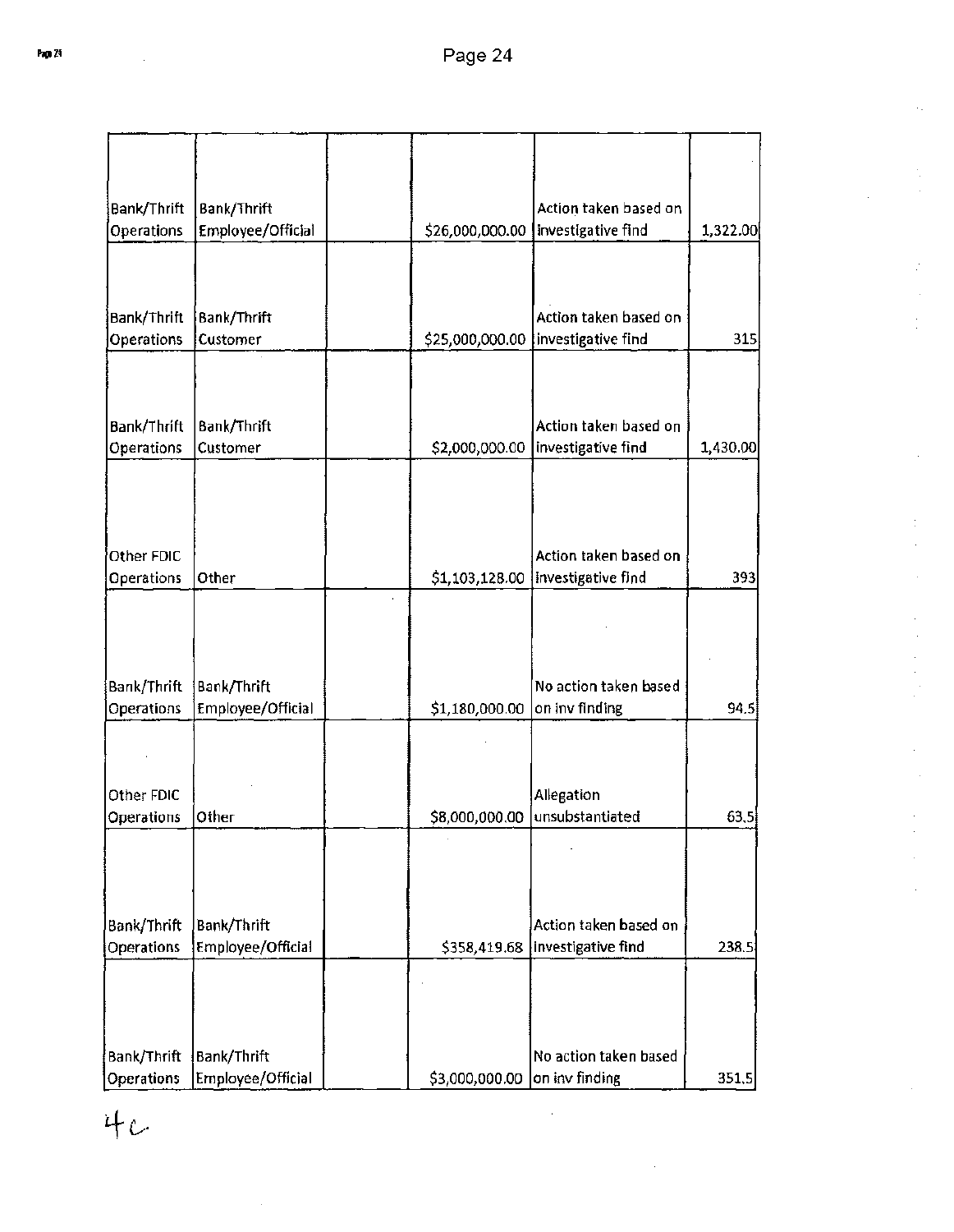| | | | | | |
|---|---|---|---|---|---|
| Bank/Thrift Operations | Bank/Thrift Employee/Official | | $26,000,000.00 | Action taken based on investigative find | 1,322.00 |
| Bank/Thrift Operations | Bank/Thrift Customer | | $25,000,000.00 | Action taken based on investigative find | 315 |
| Bank/Thrift Operations | Bank/Thrift Customer | | $2,000,000.00 | Action taken based on investigative find | 1,430.00 |
| Other FDIC Operations | Other | | $1,103,128.00 | Action taken based on investigative find | 393 |
| Bank/Thrift Operations | Bank/Thrift Employee/Official | | $1,180,000.00 | No action taken based on inv finding | 94.5 |
| Other FDIC Operations | Other | | $8,000,000.00 | Allegation unsubstantiated | 63.5 |
| Bank/Thrift Operations | Bank/Thrift Employee/Official | | $358,419.68 | Action taken based on investigative find | 238.5 |
| Bank/Thrift Operations | Bank/Thrift Employee/Official | | $3,000,000.00 | No action taken based on inv finding | 351.5 |

4c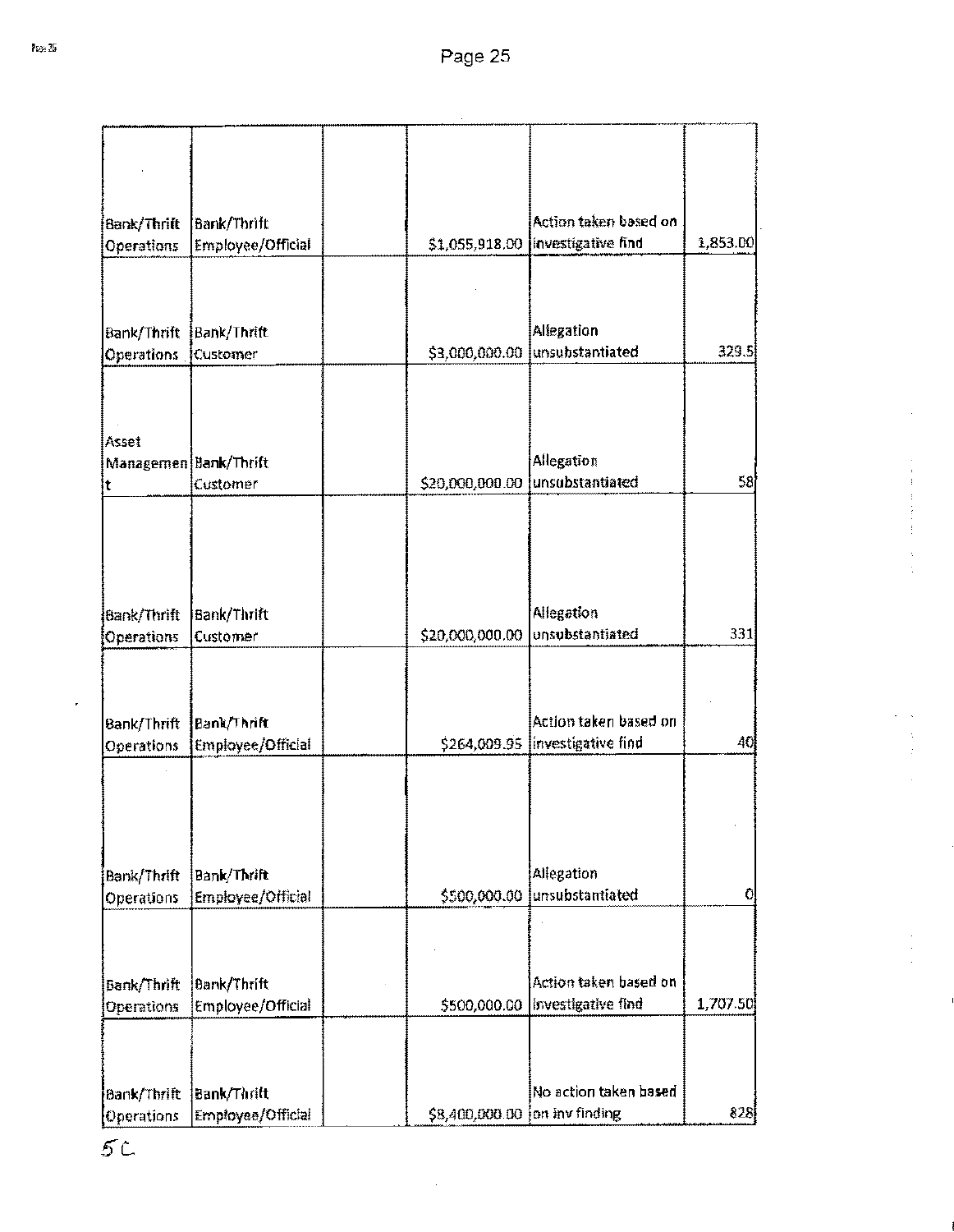| | | | | | |
|---|---|---|---|---|---|
| Bank/Thrift Operations | Bank/Thrift Employee/Official | | $1,055,918.00 | Action taken based on investigative find | 1,853.00 |
| Bank/Thrift Operations | Bank/Thrift Customer | | $3,000,000.00 | Allegation unsubstantiated | 329.5 |
| Asset Management | Bank/Thrift Customer | | $20,000,000.00 | Allegation unsubstantiated | 58 |
| Bank/Thrift Operations | Bank/Thrift Customer | | $20,000,000.00 | Allegation unsubstantiated | 331 |
| Bank/Thrift Operations | Bank/Thrift Employee/Official | | $264,009.95 | Action taken based on investigative find | 40 |
| Bank/Thrift Operations | Bank/Thrift Employee/Official | | $500,000.00 | Allegation unsubstantiated | 0 |
| Bank/Thrift Operations | Bank/Thrift Employee/Official | | $500,000.00 | Action taken based on investigative find | 1,707.50 |
| Bank/Thrift Operations | Bank/Thrift Employee/Official | | $8,400,000.00 | No action taken based on inv finding | 828 |

5C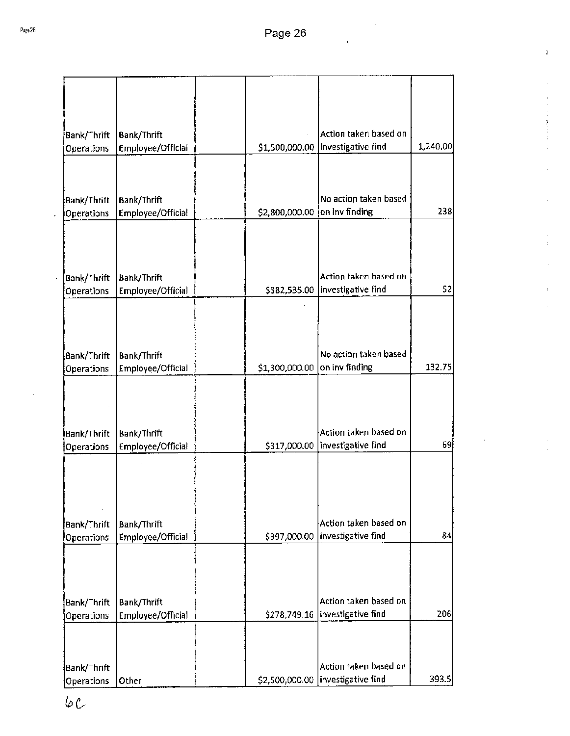| | | | | | |
|---|---|---|---|---|---|
| Bank/Thrift Operations | Bank/Thrift Employee/Official | | $1,500,000.00 | Action taken based on investigative find | 1,240.00 |
| Bank/Thrift Operations | Bank/Thrift Employee/Official | | $2,800,000.00 | No action taken based on inv finding | 238 |
| Bank/Thrift Operations | Bank/Thrift Employee/Official | | $382,535.00 | Action taken based on investigative find | 52 |
| Bank/Thrift Operations | Bank/Thrift Employee/Official | | $1,300,000.00 | No action taken based on inv finding | 132.75 |
| Bank/Thrift Operations | Bank/Thrift Employee/Official | | $317,000.00 | Action taken based on investigative find | 69 |
| Bank/Thrift Operations | Bank/Thrift Employee/Official | | $397,000.00 | Action taken based on investigative find | 84 |
| Bank/Thrift Operations | Bank/Thrift Employee/Official | | $278,749.16 | Action taken based on investigative find | 206 |
| Bank/Thrift Operations | Other | | $2,500,000.00 | Action taken based on investigative find | 393.5 |

6C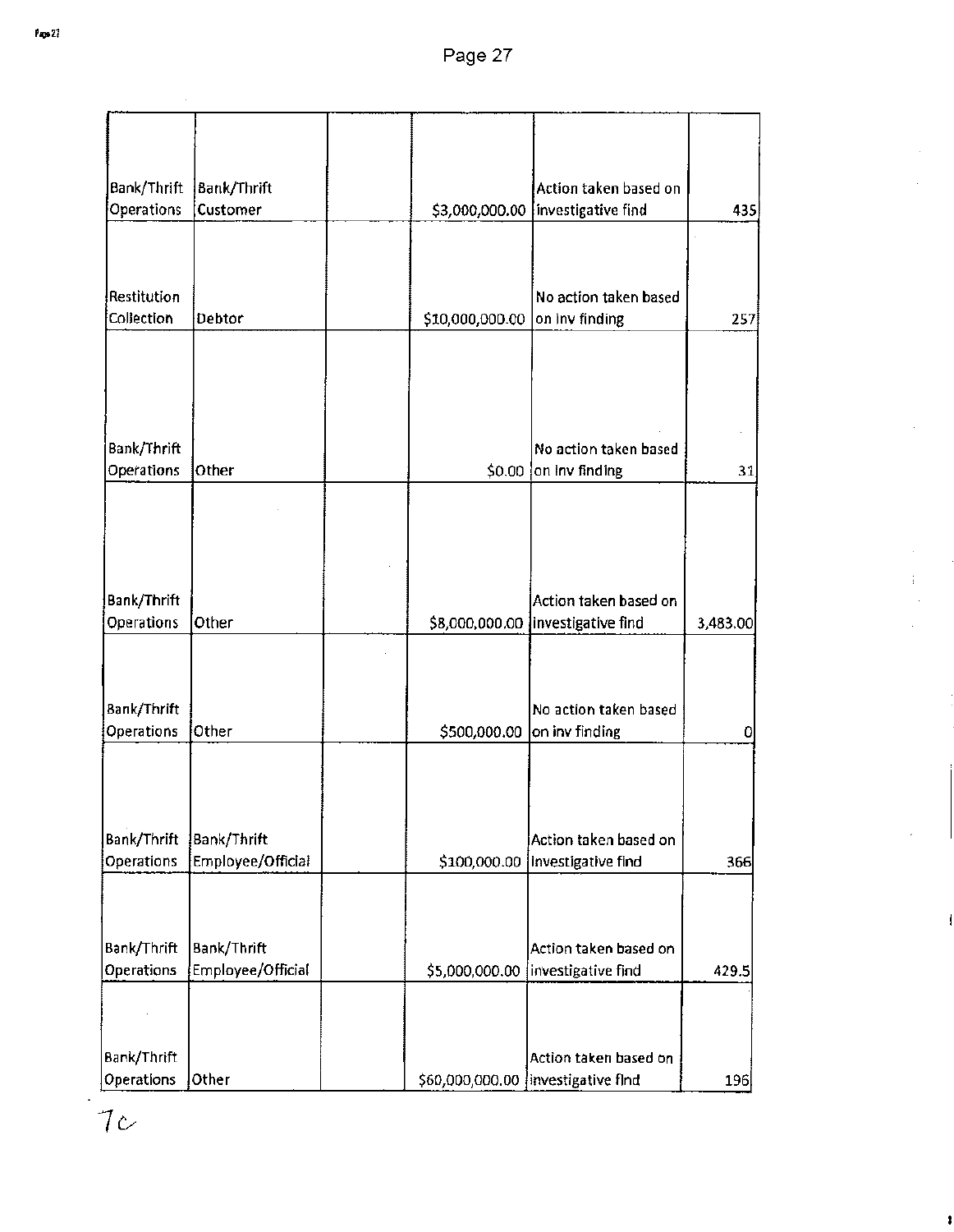| | | | | | |
|---|---|---|---|---|---|
| Bank/Thrift Operations | Bank/Thrift Customer | | $3,000,000.00 | Action taken based on investigative find | 435 |
| Restitution Collection | Debtor | | $10,000,000.00 | No action taken based on inv finding | 257 |
| Bank/Thrift Operations | Other | | $0.00 | No action taken based on inv finding | 31 |
| Bank/Thrift Operations | Other | | $8,000,000.00 | Action taken based on investigative find | 3,483.00 |
| Bank/Thrift Operations | Other | | $500,000.00 | No action taken based on inv finding | 0 |
| Bank/Thrift Operations | Bank/Thrift Employee/Official | | $100,000.00 | Action taken based on investigative find | 366 |
| Bank/Thrift Operations | Bank/Thrift Employee/Official | | $5,000,000.00 | Action taken based on investigative find | 429.5 |
| Bank/Thrift Operations | Other | | $60,000,000.00 | Action taken based on investigative find | 196 |

7c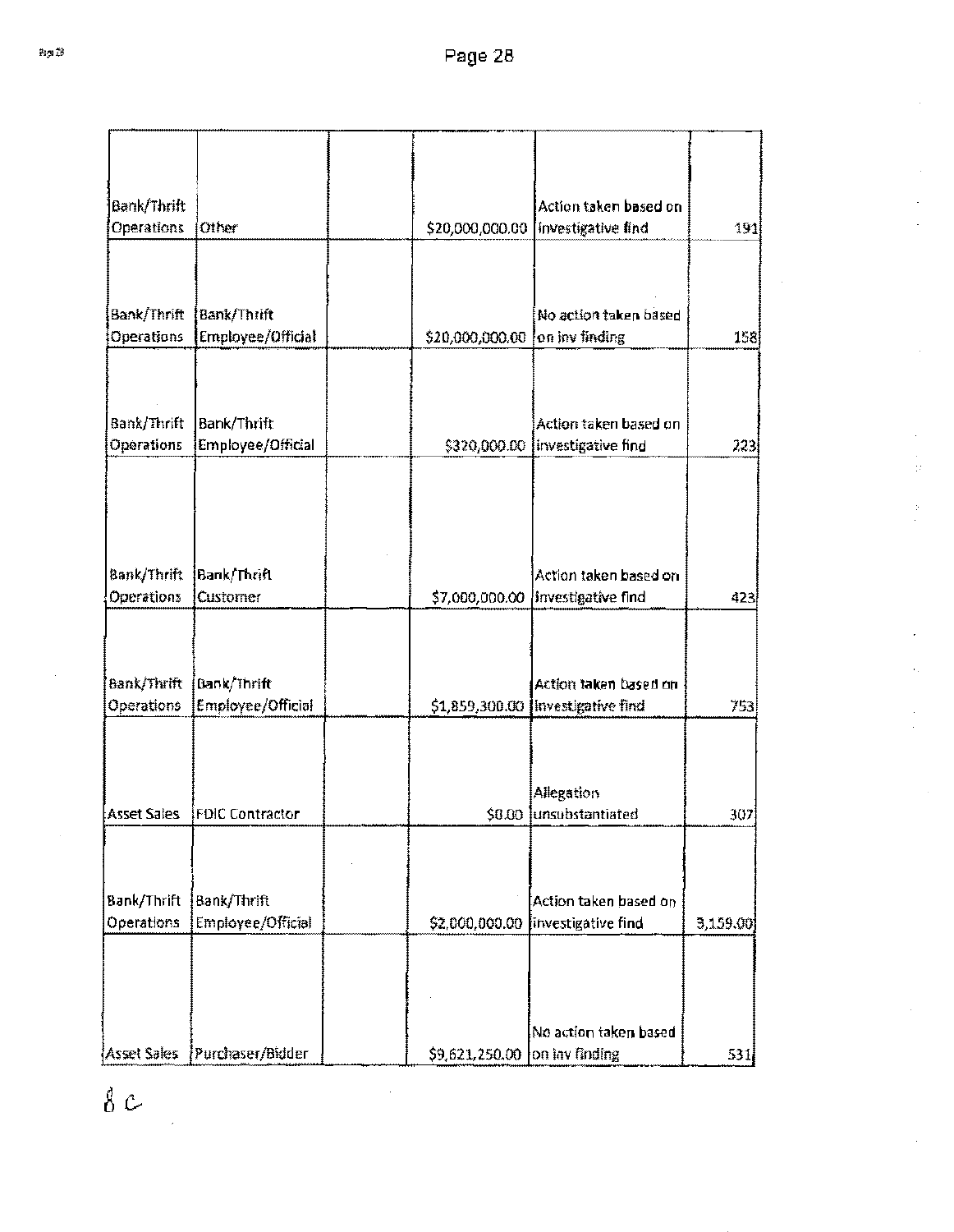| | | | | | |
|---|---|---|---|---|---|
| Bank/Thrift Operations | Other | | $20,000,000.00 | Action taken based on investigative find | 191 |
| Bank/Thrift Operations | Bank/Thrift Employee/Official | | $20,000,000.00 | No action taken based on inv finding | 158 |
| Bank/Thrift Operations | Bank/Thrift Employee/Official | | $320,000.00 | Action taken based on investigative find | 223 |
| Bank/Thrift Operations | Bank/Thrift Customer | | $7,000,000.00 | Action taken based on investigative find | 423 |
| Bank/Thrift Operations | Bank/Thrift Employee/Official | | $1,859,300.00 | Action taken based on investigative find | 753 |
| Asset Sales | FDIC Contractor | | $0.00 | Allegation unsubstantiated | 307 |
| Bank/Thrift Operations | Bank/Thrift Employee/Official | | $2,000,000.00 | Action taken based on investigative find | 3,159.00 |
| Asset Sales | Purchaser/Bidder | | $9,621,250.00 | No action taken based on inv finding | 531 |

8 c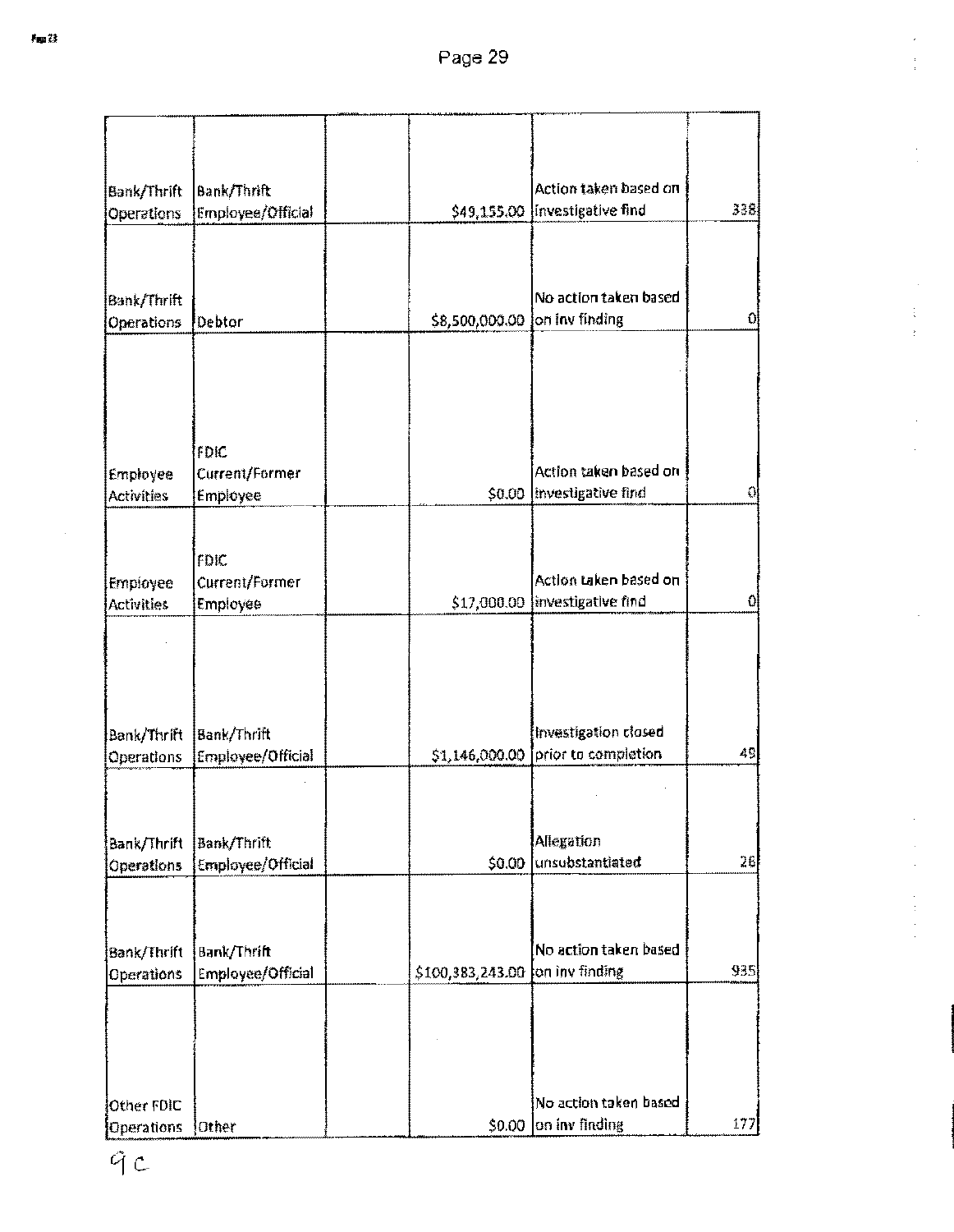| | | | | | |
|---|---|---|---|---|---|
| Bank/Thrift Operations | Bank/Thrift Employee/Official | | $49,155.00 | Action taken based on investigative find | 338 |
| Bank/Thrift Operations | Debtor | | $8,500,000.00 | No action taken based on inv finding | 0 |
| Employee Activities | FDIC Current/Former Employee | | $0.00 | Action taken based on investigative find | 0 |
| Employee Activities | FDIC Current/Former Employee | | $17,000.00 | Action taken based on investigative find | 0 |
| Bank/Thrift Operations | Bank/Thrift Employee/Official | | $1,146,000.00 | Investigation closed prior to completion | 49 |
| Bank/Thrift Operations | Bank/Thrift Employee/Official | | $0.00 | Allegation unsubstantiated | 26 |
| Bank/Thrift Operations | Bank/Thrift Employee/Official | | $100,383,243.00 | No action taken based on inv finding | 935 |
| Other FDIC Operations | Other | | $0.00 | No action taken based on inv finding | 177 |

9c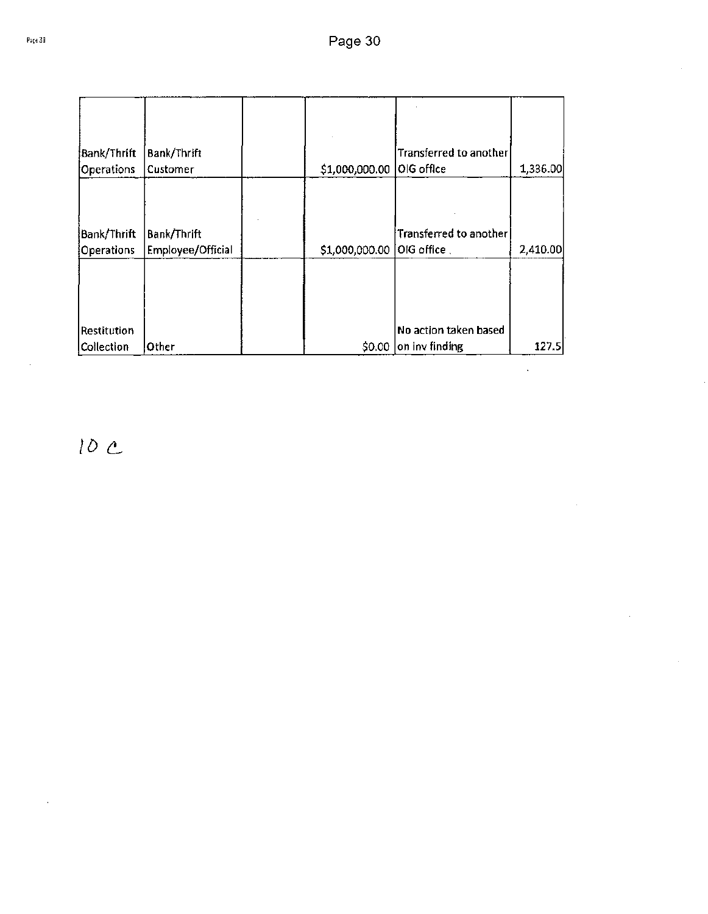| | | | | | |
|---|---|---|---|---|---|
| Bank/Thrift Operations | Bank/Thrift Customer | | $1,000,000.00 | Transferred to another OIG office | 1,336.00 |
| Bank/Thrift Operations | Bank/Thrift Employee/Official | | $1,000,000.00 | Transferred to another OIG office | 2,410.00 |
| Restitution Collection | Other | | $0.00 | No action taken based on inv finding | 127.5 |

10 c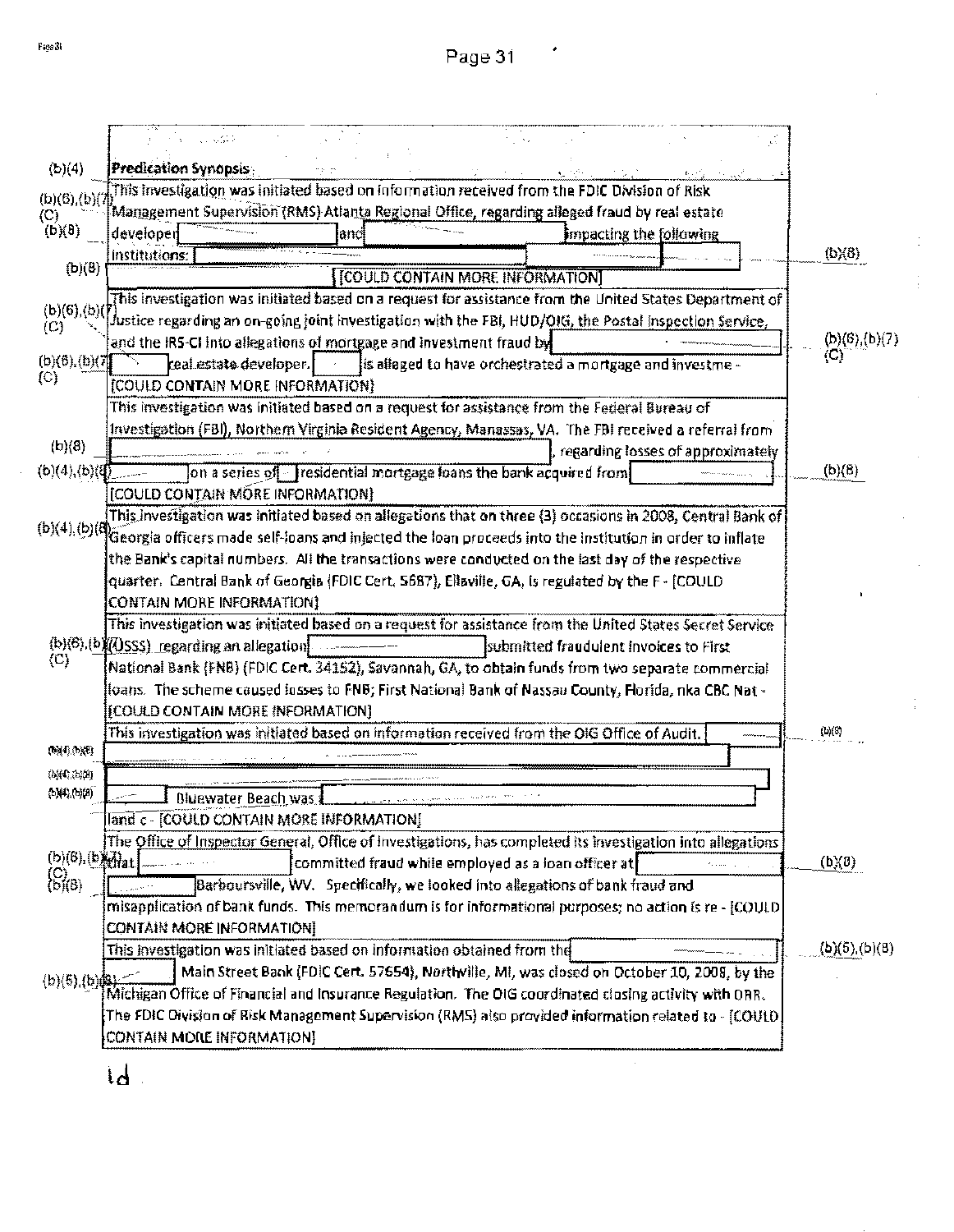| | |
|---|---|
| | **Predication Synopsis** |
| (b)(4) (b)(6),(b)(7)(C) (b)(8) | This investigation was initiated based on information received from the FDIC Division of Risk Management Supervision (RMS) Atlanta Regional Office, regarding alleged fraud by real estate developer [redacted] and [redacted] impacting the following institutions: [redacted] (b)(8) [COULD CONTAIN MORE INFORMATION] |
| (b)(6),(b)(7)(C) | This investigation was initiated based on a request for assistance from the United States Department of Justice regarding an on-going joint investigation with the FBI, HUD/OIG, the Postal Inspection Service, and the IRS-CI into allegations of mortgage and investment fraud by [redacted] (b)(6),(b)(7)(C) [redacted] real estate developer. [redacted] is alleged to have orchestrated a mortgage and investme - [COULD CONTAIN MORE INFORMATION] |
| (b)(8) (b)(4),(b)(8) | This investigation was initiated based on a request for assistance from the Federal Bureau of Investigation (FBI), Northern Virginia Resident Agency, Manassas, VA. The FBI received a referral from [redacted], regarding losses of approximately [redacted] on a series of [redacted] residential mortgage loans the bank acquired from [redacted] (b)(8) [COULD CONTAIN MORE INFORMATION] |
| (b)(4),(b)(8) | This investigation was initiated based on allegations that on three (3) occasions in 2008, Central Bank of Georgia officers made self-loans and injected the loan proceeds into the institution in order to inflate the Bank's capital numbers. All the transactions were conducted on the last day of the respective quarter. Central Bank of Georgia (FDIC Cert. 5687), Ellaville, GA, is regulated by the F - [COULD CONTAIN MORE INFORMATION] |
| (b)(6),(b)(7)(C) | This investigation was initiated based on a request for assistance from the United States Secret Service (USSS) regarding an allegation [redacted] submitted fraudulent invoices to First National Bank (FNB) (FDIC Cert. 34152), Savannah, GA, to obtain funds from two separate commercial loans. The scheme caused losses to FNB; First National Bank of Nassau County, Florida, nka CBC Nat - [COULD CONTAIN MORE INFORMATION] |
| (b)(4),(b)(8) | This investigation was initiated based on information received from the OIG Office of Audit. [redacted] (b)(8) [redacted] Bluewater Beach was [redacted] land c - [COULD CONTAIN MORE INFORMATION] |
| (b)(6),(b)(7)(C) (b)(8) | The Office of Inspector General, Office of Investigations, has completed its investigation into allegations that [redacted] committed fraud while employed as a loan officer at [redacted] (b)(8) [redacted] Barboursville, WV. Specifically, we looked into allegations of bank fraud and misapplication of bank funds. This memorandum is for informational purposes; no action is re - [COULD CONTAIN MORE INFORMATION] |
| (b)(5),(b)(8) | This investigation was initiated based on information obtained from the [redacted] (b)(5),(b)(8) [redacted] Main Street Bank (FDIC Cert. 57654), Northville, MI, was closed on October 10, 2008, by the Michigan Office of Financial and Insurance Regulation. The OIG coordinated closing activity with DRR. The FDIC Division of Risk Management Supervision (RMS) also provided information related to - [COULD CONTAIN MORE INFORMATION] |

ld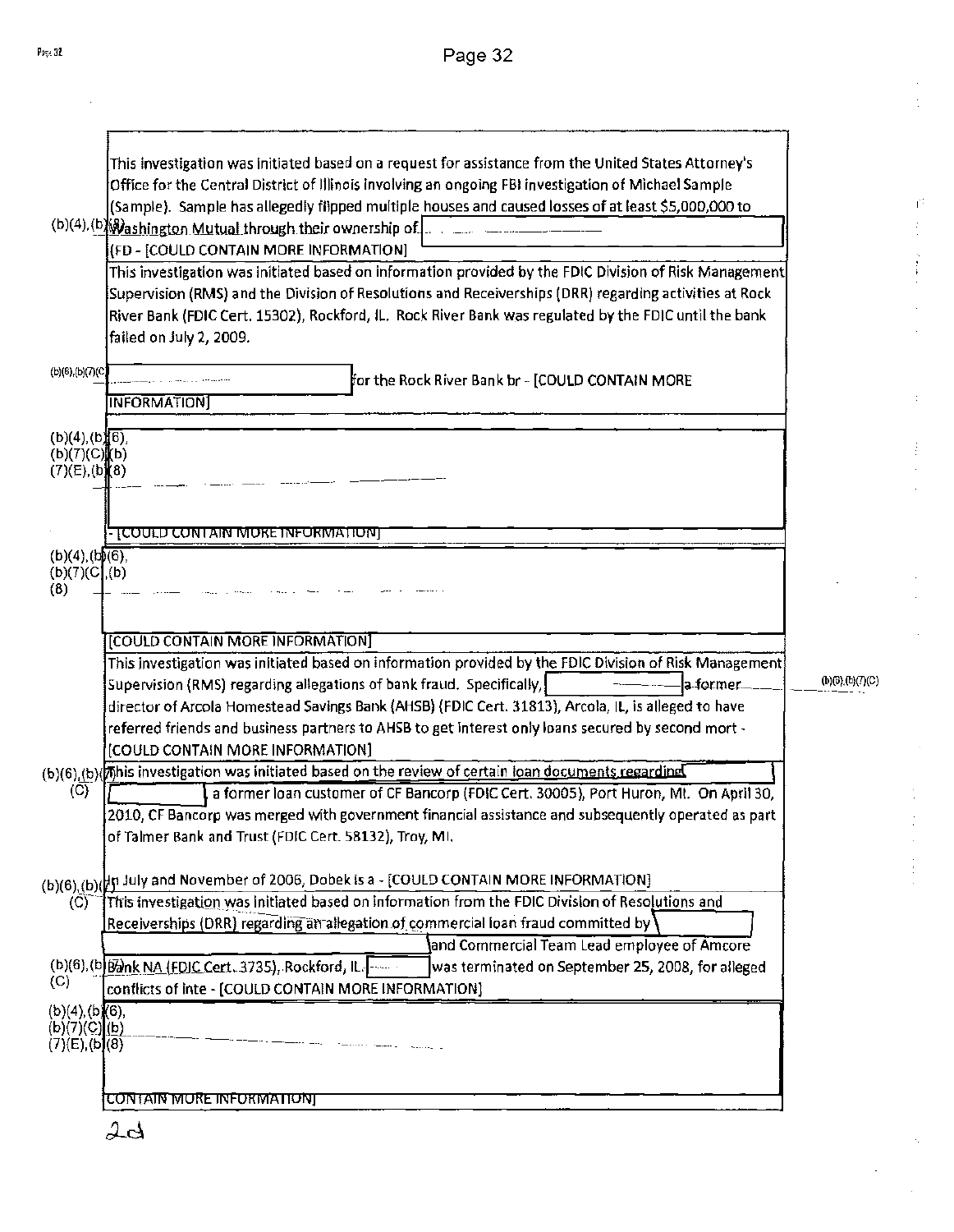This investigation was initiated based on a request for assistance from the United States Attorney's Office for the Central District of Illinois involving an ongoing FBI investigation of Michael Sample (Sample). Sample has allegedly flipped multiple houses and caused losses of at least $5,000,000 to Washington Mutual through their ownership of

(b)(4),(b)(8)

(FD - [COULD CONTAIN MORE INFORMATION]

This investigation was initiated based on information provided by the FDIC Division of Risk Management Supervision (RMS) and the Division of Resolutions and Receiverships (DRR) regarding activities at Rock River Bank (FDIC Cert. 15302), Rockford, IL. Rock River Bank was regulated by the FDIC until the bank failed on July 2, 2009.

(b)(6),(b)(7)(C)

for the Rock River Bank br - [COULD CONTAIN MORE INFORMATION]

(b)(4),(b)(6), (b)(7)(C),(b)(7)(E),(b)(8)

- [COULD CONTAIN MORE INFORMATION]

(b)(4),(b)(6), (b)(7)(C),(b)(8)

[COULD CONTAIN MORE INFORMATION]

This investigation was initiated based on information provided by the FDIC Division of Risk Management Supervision (RMS) regarding allegations of bank fraud. Specifically, (b)(6),(b)(7)(C) a former director of Arcola Homestead Savings Bank (AHSB) (FDIC Cert. 31813), Arcola, IL, is alleged to have referred friends and business partners to AHSB to get interest only loans secured by second mort - [COULD CONTAIN MORE INFORMATION]

(b)(6),(b)(7)(C)

This investigation was initiated based on the review of certain loan documents regarding a former loan customer of CF Bancorp (FDIC Cert. 30005), Port Huron, MI. On April 30, 2010, CF Bancorp was merged with government financial assistance and subsequently operated as part of Talmer Bank and Trust (FDIC Cert. 58132), Troy, MI.

(b)(6),(b)(7)(C)

In July and November of 2006, Dobek is a - [COULD CONTAIN MORE INFORMATION]

This investigation was initiated based on information from the FDIC Division of Resolutions and Receiverships (DRR) regarding an allegation of commercial loan fraud committed by and Commercial Team Lead employee of Amcore Bank NA (FDIC Cert. 3735), Rockford, IL. was terminated on September 25, 2008, for alleged conflicts of inte - [COULD CONTAIN MORE INFORMATION]

(b)(6),(b)(7)(C)

(b)(4),(b)(6), (b)(7)(C),(b)(7)(E),(b)(8)

CONTAIN MORE INFORMATION]

2d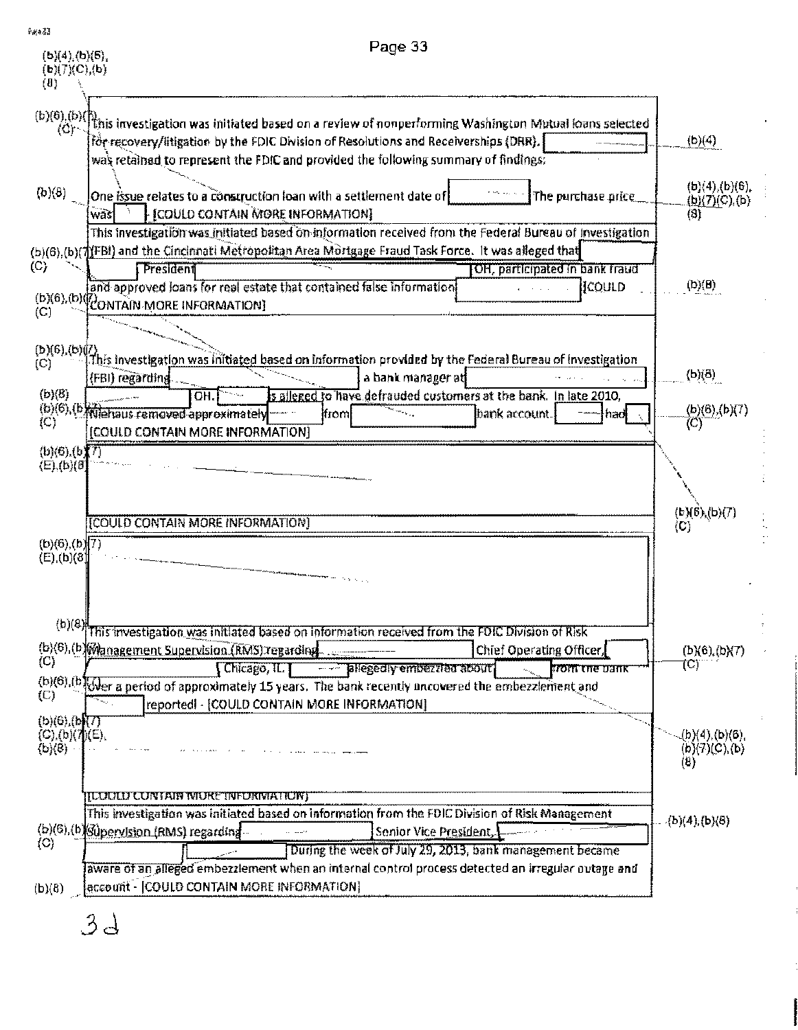(b)(4),(b)(6),(b)(7)(C),(b)(8)

(b)(6),(b)(7)(C) This investigation was initiated based on a review of nonperforming Washington Mutual loans selected for recovery/litigation by the FDIC Division of Resolutions and Receiverships (DRR). [(b)(4)] was retained to represent the FDIC and provided the following summary of findings:

(b)(8) One issue relates to a construction loan with a settlement date of [(b)(4),(b)(6),(b)(7)(C),(b)(8)] The purchase price was [ ] - [COULD CONTAIN MORE INFORMATION]

This investigation was initiated based on information received from the Federal Bureau of Investigation (FBI) and the Cincinnati Metropolitan Area Mortgage Fraud Task Force. It was alleged that [(b)(6),(b)(7)(C)] President [ ] OH, participated in bank fraud and approved loans for real estate that contained false information [(b)(8)] [COULD CONTAIN MORE INFORMATION]

(b)(6),(b)(7)(C) This investigation was initiated based on information provided by the Federal Bureau of Investigation (FBI) regarding [ ] a bank manager at [(b)(8)] [ ] OH. [ ] is alleged to have defrauded customers at the bank. In late 2010, Niehaus removed approximately [(b)(6),(b)(7)(C)] from [ ] bank account. [ ] had [ ] [COULD CONTAIN MORE INFORMATION]

(b)(6),(b)(7)(E),(b)(8)

[COULD CONTAIN MORE INFORMATION]

(b)(6),(b)(7)(C)

(b)(6),(b)(7)(E),(b)(8)

(b)(8) This investigation was initiated based on information received from the FDIC Division of Risk Management Supervision (RMS) regarding [(b)(6),(b)(7)(C)] Chief Operating Officer, [ ] Chicago, IL. [ ] allegedly embezzled about [ ] from the bank over a period of approximately 15 years. The bank recently uncovered the embezzlement and [ ] reported! - [COULD CONTAIN MORE INFORMATION]

(b)(6),(b)(7)(C),(b)(7)(E),(b)(8)

(b)(4),(b)(6),(b)(7)(C),(b)(8)

[COULD CONTAIN MORE INFORMATION]

This investigation was initiated based on information from the FDIC Division of Risk Management Supervision (RMS) regarding [(b)(6),(b)(7)(C)] Senior Vice President, [(b)(4),(b)(8)] [ ] During the week of July 29, 2013, bank management became aware of an alleged embezzlement when an internal control process detected an irregular outage and (b)(8) account - [COULD CONTAIN MORE INFORMATION]

32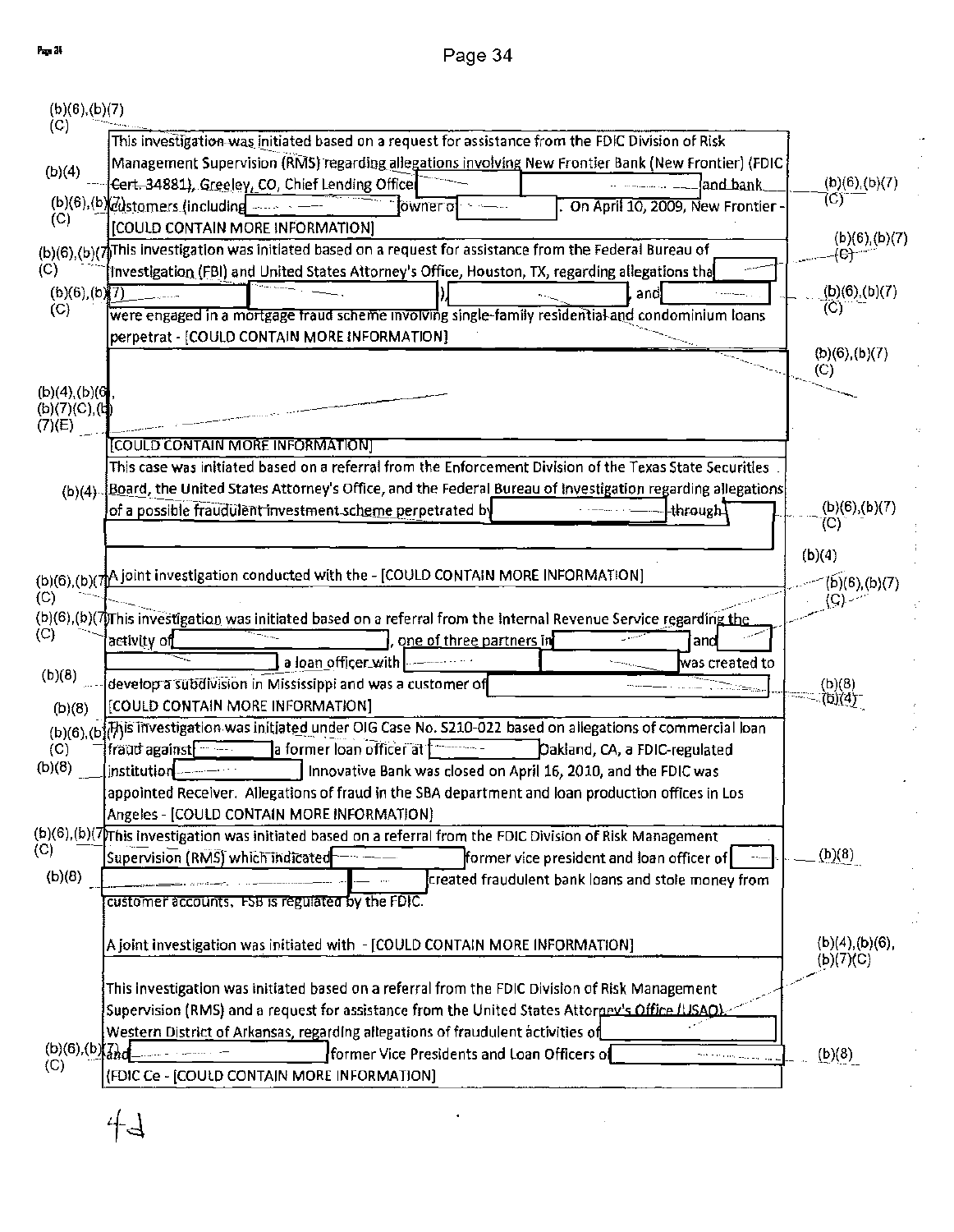| | Description | |
|---|---|---|
| (b)(6),(b)(7)(C) (b)(4) (b)(6),(b)(7)(C) | This investigation was initiated based on a request for assistance from the FDIC Division of Risk Management Supervision (RMS) regarding allegations involving New Frontier Bank (New Frontier) (FDIC Cert. 34881), Greeley, CO, Chief Lending Officer [redacted] and bank customers (including [redacted] owner of [redacted]. On April 10, 2009, New Frontier - [COULD CONTAIN MORE INFORMATION] | (b)(6),(b)(7)(C) |
| (b)(6),(b)(7)(C) (b)(6),(b)(7)(C) | This investigation was initiated based on a request for assistance from the Federal Bureau of Investigation (FBI) and United States Attorney's Office, Houston, TX, regarding allegations that [redacted] [redacted] [redacted]), [redacted], and [redacted] were engaged in a mortgage fraud scheme involving single-family residential and condominium loans perpetrat - [COULD CONTAIN MORE INFORMATION] | (b)(6),(b)(7)(C) (b)(6),(b)(7)(C) |
| (b)(4),(b)(6),(b)(7)(C),(b)(7)(E) | [redacted] [COULD CONTAIN MORE INFORMATION] | (b)(6),(b)(7)(C) |
| (b)(4) | This case was initiated based on a referral from the Enforcement Division of the Texas State Securities Board, the United States Attorney's Office, and the Federal Bureau of Investigation regarding allegations of a possible fraudulent investment scheme perpetrated by [redacted] through [redacted] | (b)(6),(b)(7)(C) (b)(4) |
| (b)(6),(b)(7)(C) | A joint investigation conducted with the - [COULD CONTAIN MORE INFORMATION] | (b)(6),(b)(7)(C) |
| (b)(6),(b)(7)(C) (b)(8) (b)(8) | This investigation was initiated based on a referral from the Internal Revenue Service regarding the activity of [redacted], one of three partners in [redacted] and [redacted] a loan officer with [redacted] [redacted] was created to develop a subdivision in Mississippi and was a customer of [redacted] [COULD CONTAIN MORE INFORMATION] | (b)(8) (b)(4) |
| (b)(6),(b)(7)(C) (b)(8) | This investigation was initiated under OIG Case No. S210-022 based on allegations of commercial loan fraud against [redacted] a former loan officer at [redacted] Oakland, CA, a FDIC-regulated institution [redacted] Innovative Bank was closed on April 16, 2010, and the FDIC was appointed Receiver. Allegations of fraud in the SBA department and loan production offices in Los Angeles - [COULD CONTAIN MORE INFORMATION] | |
| (b)(6),(b)(7)(C) (b)(8) | This investigation was initiated based on a referral from the FDIC Division of Risk Management Supervision (RMS) which indicated [redacted] former vice president and loan officer of [redacted] [redacted] [redacted] created fraudulent bank loans and stole money from customer accounts. FSB is regulated by the FDIC.<br><br>A joint investigation was initiated with - [COULD CONTAIN MORE INFORMATION] | (b)(8) (b)(4),(b)(6),(b)(7)(C) |
| (b)(6),(b)(7)(C) | This investigation was initiated based on a referral from the FDIC Division of Risk Management Supervision (RMS) and a request for assistance from the United States Attorney's Office (USAO), Western District of Arkansas, regarding allegations of fraudulent activities of [redacted] and [redacted] former Vice Presidents and Loan Officers of [redacted] (FDIC Ce - [COULD CONTAIN MORE INFORMATION] | (b)(8) |

4d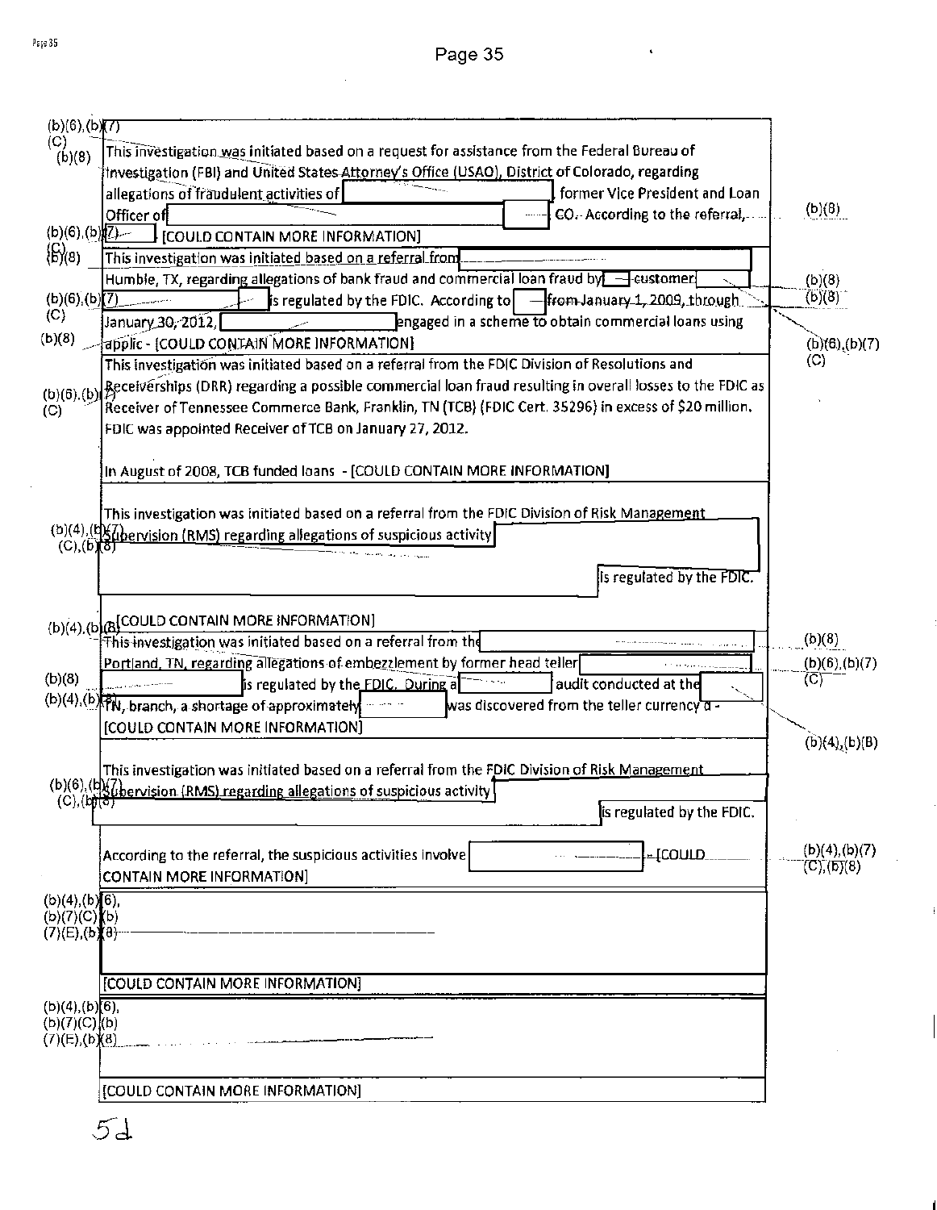This investigation was initiated based on a request for assistance from the Federal Bureau of Investigation (FBI) and United States Attorney's Office (USAO), District of Colorado, regarding allegations of fraudulent activities of [REDACTED], former Vice President and Loan Officer of [REDACTED] CO. According to the referral, [REDACTED] [COULD CONTAIN MORE INFORMATION]

(b)(6),(b)(7)(C) (b)(8)

This investigation was initiated based on a referral from [REDACTED] Humble, TX, regarding allegations of bank fraud and commercial loan fraud by [REDACTED] customer [REDACTED] is regulated by the FDIC. According to [REDACTED] from January 1, 2009, through January 30, 2012, [REDACTED] engaged in a scheme to obtain commercial loans using applic - [COULD CONTAIN MORE INFORMATION]

(b)(6),(b)(7)(C) (b)(8)

This investigation was initiated based on a referral from the FDIC Division of Resolutions and Receiverships (DRR) regarding a possible commercial loan fraud resulting in overall losses to the FDIC as Receiver of Tennessee Commerce Bank, Franklin, TN (TCB) (FDIC Cert. 35296) in excess of $20 million. FDIC was appointed Receiver of TCB on January 27, 2012.

In August of 2008, TCB funded loans - [COULD CONTAIN MORE INFORMATION]

(b)(6),(b)(7)(C)

This investigation was initiated based on a referral from the FDIC Division of Risk Management Supervision (RMS) regarding allegations of suspicious activity [REDACTED] is regulated by the FDIC.

[COULD CONTAIN MORE INFORMATION]

(b)(4),(b)(7)(C),(b)(8)

This investigation was initiated based on a referral from the [REDACTED] Portland, TN, regarding allegations of embezzlement by former head teller [REDACTED] is regulated by the FDIC. During a [REDACTED] audit conducted at the [REDACTED] TN, branch, a shortage of approximately [REDACTED] was discovered from the teller currency d - [COULD CONTAIN MORE INFORMATION]

(b)(8) (b)(6),(b)(7)(C) (b)(4),(b)(8)

This investigation was initiated based on a referral from the FDIC Division of Risk Management Supervision (RMS) regarding allegations of suspicious activity [REDACTED] is regulated by the FDIC.

According to the referral, the suspicious activities involve [REDACTED] - [COULD CONTAIN MORE INFORMATION]

(b)(6),(b)(7)(C),(b)(8) (b)(4),(b)(7)(C),(b)(8)

(b)(4),(b)(6),(b)(7)(C),(b)(7)(E),(b)(8)

[COULD CONTAIN MORE INFORMATION]

(b)(4),(b)(6),(b)(7)(C),(b)(7)(E),(b)(8)

[COULD CONTAIN MORE INFORMATION]

5d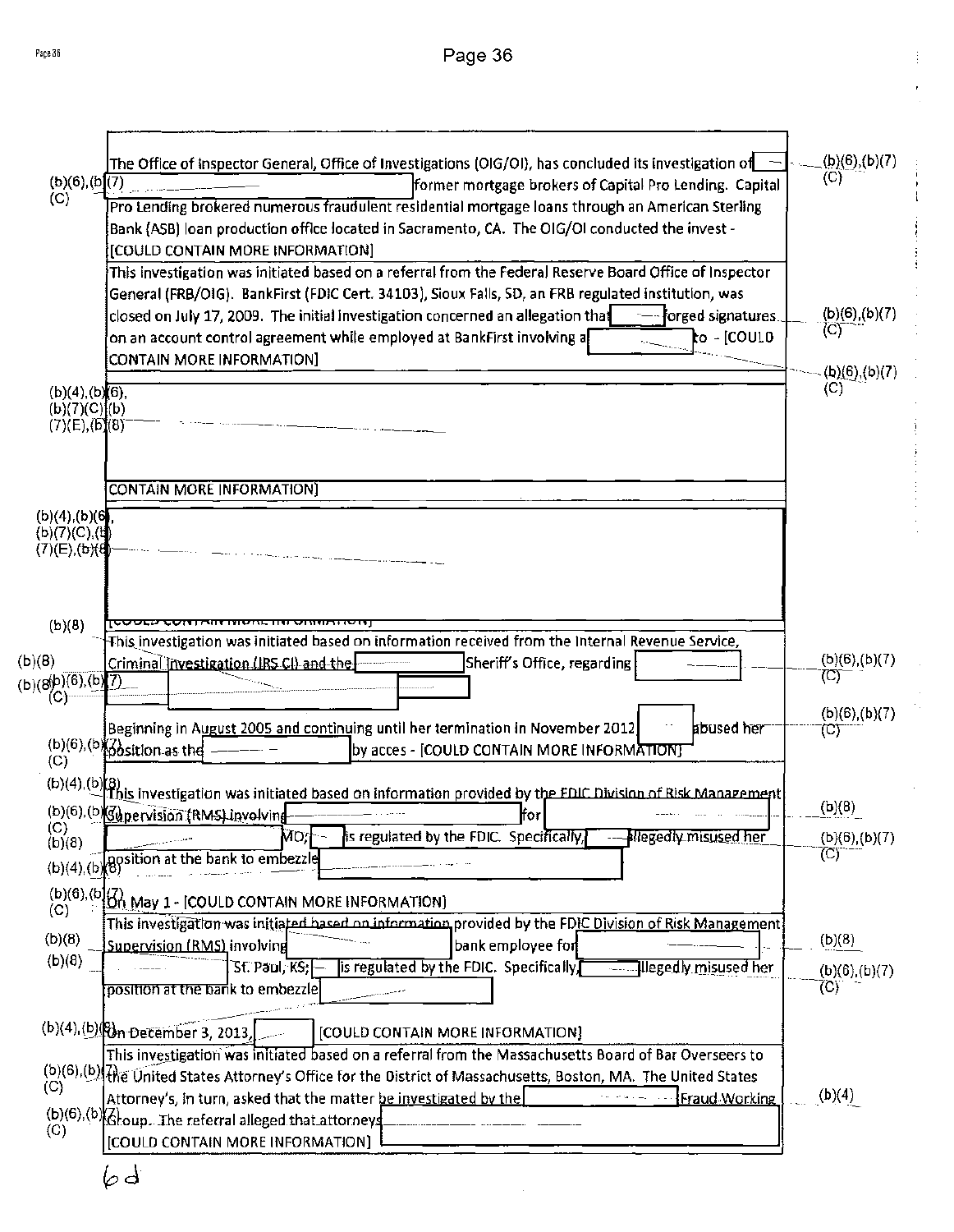| | |
|---|---|
| The Office of Inspector General, Office of Investigations (OIG/OI), has concluded its investigation of [redacted] (b)(6),(b)(7)(C) [redacted] former mortgage brokers of Capital Pro Lending. Capital Pro Lending brokered numerous fraudulent residential mortgage loans through an American Sterling Bank (ASB) loan production office located in Sacramento, CA. The OIG/OI conducted the invest - [COULD CONTAIN MORE INFORMATION] | (b)(6),(b)(7)(C) |
| This investigation was initiated based on a referral from the Federal Reserve Board Office of Inspector General (FRB/OIG). BankFirst (FDIC Cert. 34103), Sioux Falls, SD, an FRB regulated institution, was closed on July 17, 2009. The initial investigation concerned an allegation that [redacted] forged signatures on an account control agreement while employed at BankFirst involving a [redacted] to - [COULD CONTAIN MORE INFORMATION] | (b)(6),(b)(7)(C) (b)(6),(b)(7)(C) |
| (b)(4),(b)(6),(b)(7)(C),(b)(7)(E),(b)(8) [redacted] CONTAIN MORE INFORMATION] | |
| (b)(4),(b)(6),(b)(7)(C),(b)(7)(E),(b)(8) [redacted] [COULD CONTAIN MORE INFORMATION] | |
| (b)(8) This investigation was initiated based on information received from the Internal Revenue Service, Criminal Investigation (IRS CI) and the [redacted] Sheriff's Office, regarding [redacted] (b)(8) (b)(6),(b)(7)(C) [redacted] Beginning in August 2005 and continuing until her termination in November 2012 [redacted] abused her position as the [redacted] by acces - [COULD CONTAIN MORE INFORMATION] | (b)(6),(b)(7)(C) (b)(6),(b)(7)(C) |
| (b)(4),(b)(8) This investigation was initiated based on information provided by the FDIC Division of Risk Management Supervision (RMS) involving [redacted] (b)(6),(b)(7)(C) for [redacted] (b)(8) [redacted] MO; [redacted] is regulated by the FDIC. Specifically, [redacted] allegedly misused her position at the bank to embezzle [redacted] (b)(4),(b)(8) (b)(6),(b)(7)(C) On May 1 - [COULD CONTAIN MORE INFORMATION] | (b)(8) (b)(6),(b)(7)(C) |
| This investigation was initiated based on information provided by the FDIC Division of Risk Management Supervision (RMS) involving (b)(8) [redacted] bank employee for [redacted] (b)(8) [redacted] St. Paul, KS; [redacted] is regulated by the FDIC. Specifically, [redacted] allegedly misused her position at the bank to embezzle [redacted] (b)(4),(b)(8) On December 3, 2013, [redacted] [COULD CONTAIN MORE INFORMATION] | (b)(8) (b)(6),(b)(7)(C) |
| This investigation was initiated based on a referral from the Massachusetts Board of Bar Overseers to (b)(6),(b)(7)(C) the United States Attorney's Office for the District of Massachusetts, Boston, MA. The United States Attorney's, in turn, asked that the matter be investigated by the [redacted] Fraud Working (b)(6),(b)(7)(C) Group. The referral alleged that attorneys [redacted] [COULD CONTAIN MORE INFORMATION] [redacted] | (b)(4) |

6d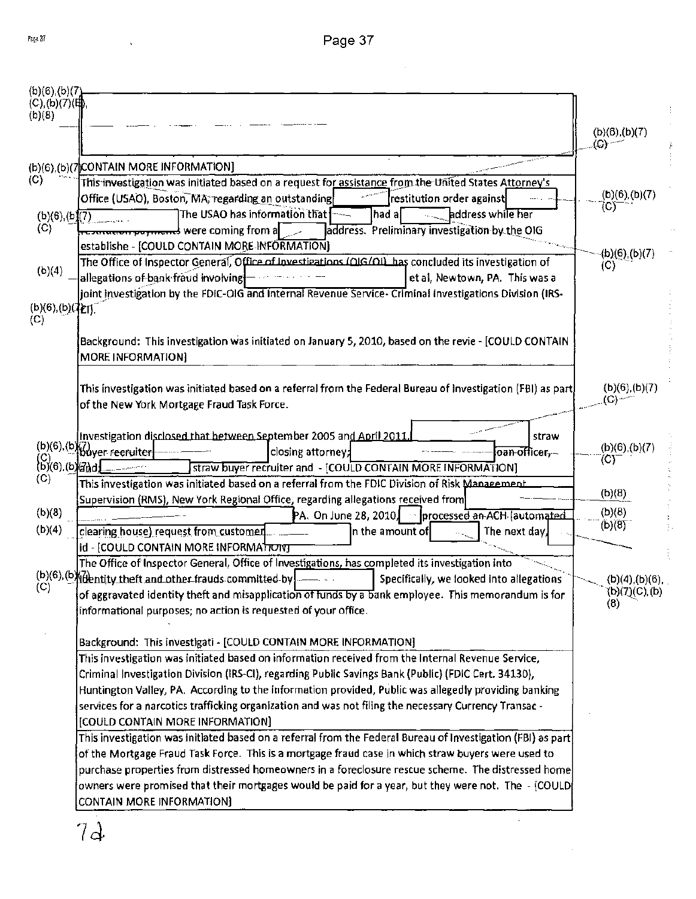| |
|---|
| CONTAIN MORE INFORMATION] |
| This investigation was initiated based on a request for assistance from the United States Attorney's Office (USAO), Boston, MA, regarding an outstanding [redacted] restitution order against [redacted] The USAO has information that [redacted] had a [redacted] address while her restitution payments were coming from a [redacted] address. Preliminary investigation by the OIG establishe - [COULD CONTAIN MORE INFORMATION] |
| The Office of Inspector General, Office of Investigations (OIG/OI) has concluded its investigation of allegations of bank fraud involving [redacted] et al, Newtown, PA. This was a joint investigation by the FDIC-OIG and Internal Revenue Service- Criminal Investigations Division (IRS-CI).<br><br>Background: This investigation was initiated on January 5, 2010, based on the revie - [COULD CONTAIN MORE INFORMATION] |
| This investigation was initiated based on a referral from the Federal Bureau of Investigation (FBI) as part of the New York Mortgage Fraud Task Force.<br><br>Investigation disclosed that between September 2005 and April 2011, [redacted] straw buyer recruiter [redacted] closing attorney; [redacted] loan officer, and [redacted] straw buyer recruiter and - [COULD CONTAIN MORE INFORMATION] |
| This investigation was initiated based on a referral from the FDIC Division of Risk Management Supervision (RMS), New York Regional Office, regarding allegations received from [redacted] PA. On June 28, 2010, [redacted] processed an ACH (automated clearing house) request from customer [redacted] in the amount of [redacted] The next day, [redacted] id - [COULD CONTAIN MORE INFORMATION] |
| The Office of Inspector General, Office of Investigations, has completed its investigation into identity theft and other frauds committed by [redacted] Specifically, we looked into allegations of aggravated identity theft and misapplication of funds by a bank employee. This memorandum is for informational purposes; no action is requested of your office.<br><br>Background: This investigati - [COULD CONTAIN MORE INFORMATION] |
| This investigation was initiated based on information received from the Internal Revenue Service, Criminal Investigation Division (IRS-CI), regarding Public Savings Bank (Public) (FDIC Cert. 34130), Huntington Valley, PA. According to the information provided, Public was allegedly providing banking services for a narcotics trafficking organization and was not filing the necessary Currency Transac - [COULD CONTAIN MORE INFORMATION] |
| This investigation was initiated based on a referral from the Federal Bureau of Investigation (FBI) as part of the Mortgage Fraud Task Force. This is a mortgage fraud case in which straw buyers were used to purchase properties from distressed homeowners in a foreclosure rescue scheme. The distressed home owners were promised that their mortgages would be paid for a year, but they were not. The - [COULD CONTAIN MORE INFORMATION] |

(b)(6),(b)(7)(C),(b)(7)(E),(b)(8) (b)(6),(b)(7)(C) (b)(4) (b)(8)

72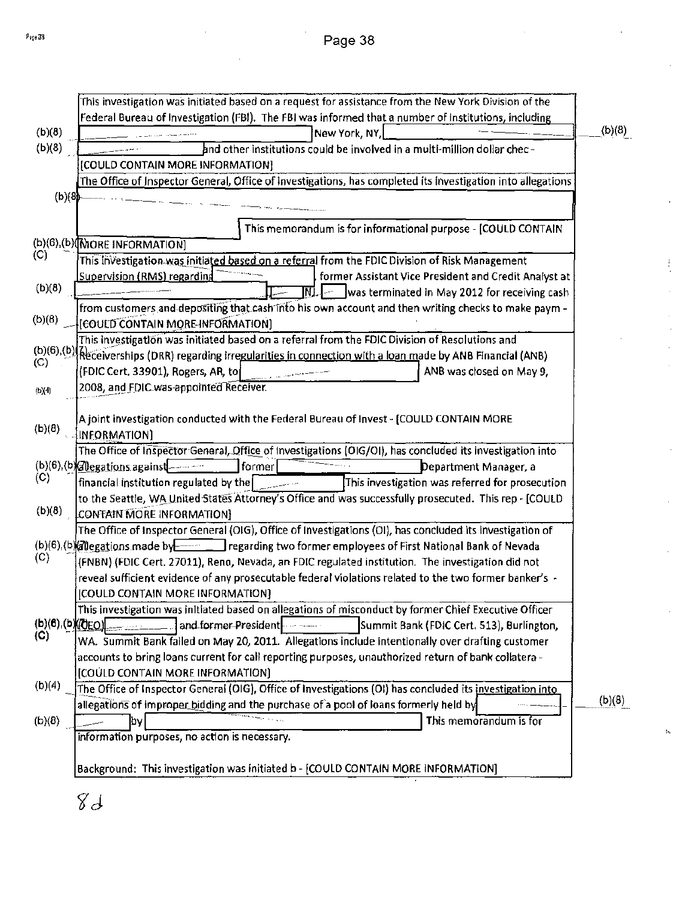| Exemption | Summary |
|---|---|
| (b)(8) (b)(8) | This investigation was initiated based on a request for assistance from the New York Division of the Federal Bureau of Investigation (FBI). The FBI was informed that a number of institutions, including [redacted] New York, NY, [redacted] (b)(8) [redacted] and other institutions could be involved in a multi-million dollar chec - [COULD CONTAIN MORE INFORMATION] |
| (b)(8) (b)(6),(b)(7)(C) | The Office of Inspector General, Office of Investigations, has completed its investigation into allegations [redacted] This memorandum is for informational purpose - [COULD CONTAIN MORE INFORMATION] |
| (b)(8) (b)(8) | This investigation was initiated based on a referral from the FDIC Division of Risk Management Supervision (RMS) regarding [redacted], former Assistant Vice President and Credit Analyst at [redacted] NJ. [redacted] was terminated in May 2012 for receiving cash from customers and depositing that cash into his own account and then writing checks to make paym - [COULD CONTAIN MORE INFORMATION] |
| (b)(6),(b)(7)(C) (b)(4) (b)(8) | This investigation was initiated based on a referral from the FDIC Division of Resolutions and Receiverships (DRR) regarding irregularities in connection with a loan made by ANB Financial (ANB) (FDIC Cert. 33901), Rogers, AR, to [redacted] ANB was closed on May 9, 2008, and FDIC was appointed Receiver.<br><br>A joint investigation conducted with the Federal Bureau of Invest - [COULD CONTAIN MORE INFORMATION] |
| (b)(6),(b)(7)(C) (b)(8) | The Office of Inspector General, Office of Investigations (OIG/OI), has concluded its investigation into allegations against [redacted] former [redacted] Department Manager, a financial institution regulated by the [redacted] This investigation was referred for prosecution to the Seattle, WA United States Attorney's Office and was successfully prosecuted. This rep - [COULD CONTAIN MORE INFORMATION] |
| (b)(6),(b)(7)(C) | The Office of Inspector General (OIG), Office of Investigations (OI), has concluded its investigation of allegations made by [redacted] regarding two former employees of First National Bank of Nevada (FNBN) (FDIC Cert. 27011), Reno, Nevada, an FDIC regulated institution. The investigation did not reveal sufficient evidence of any prosecutable federal violations related to the two former banker's - [COULD CONTAIN MORE INFORMATION] |
| (b)(6),(b)(7)(C) | This investigation was initiated based on allegations of misconduct by former Chief Executive Officer (CEO) [redacted] and former President [redacted] Summit Bank (FDIC Cert. 513), Burlington, WA. Summit Bank failed on May 20, 2011. Allegations include intentionally over drafting customer accounts to bring loans current for call reporting purposes, unauthorized return of bank collatera - [COULD CONTAIN MORE INFORMATION] |
| (b)(4) (b)(8) (b)(8) | The Office of Inspector General (OIG), Office of Investigations (OI) has concluded its investigation into allegations of improper bidding and the purchase of a pool of loans formerly held by [redacted] [redacted] by [redacted] This memorandum is for information purposes, no action is necessary.<br><br>Background: This investigation was initiated b - [COULD CONTAIN MORE INFORMATION] |

8d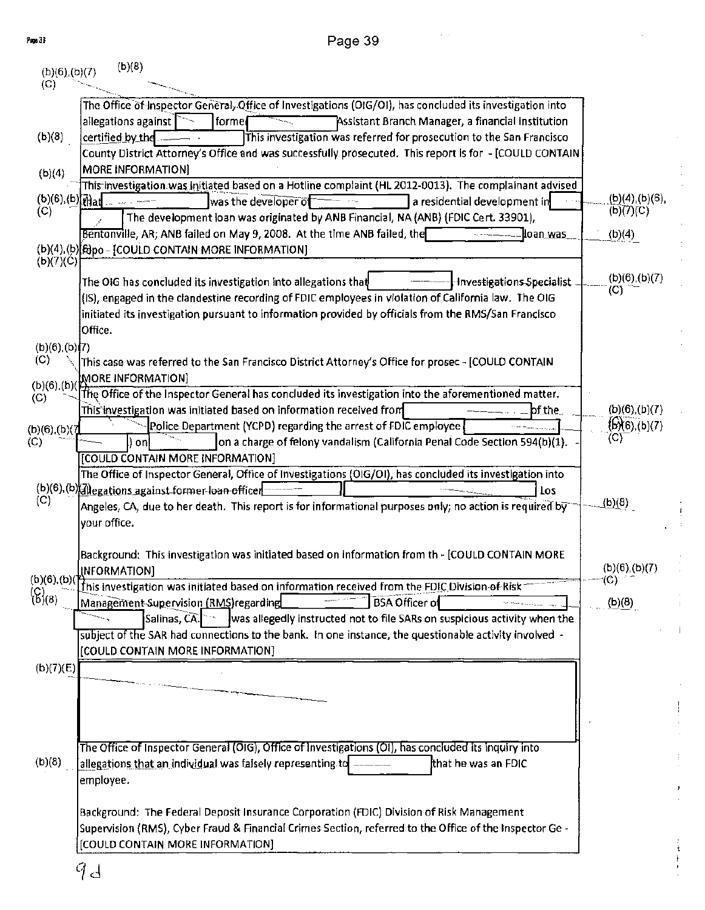(b)(6),(b)(7)(C) (b)(8)

| |
|---|
| The Office of Inspector General, Office of Investigations (OIG/OI), has concluded its investigation into allegations against [redacted] former [redacted] Assistant Branch Manager, a financial institution certified by the [redacted] This investigation was referred for prosecution to the San Francisco County District Attorney's Office and was successfully prosecuted. This report is for - [COULD CONTAIN MORE INFORMATION] |
| This investigation was initiated based on a Hotline complaint (HL 2012-0013). The complainant advised that [redacted] was the developer of [redacted] a residential development in [redacted] The development loan was originated by ANB Financial, NA (ANB) (FDIC Cert. 33901), Bentonville, AR; ANB failed on May 9, 2008. At the time ANB failed, the [redacted] loan was ...po - [COULD CONTAIN MORE INFORMATION] |
| The OIG has concluded its investigation into allegations that [redacted] Investigations Specialist (IS), engaged in the clandestine recording of FDIC employees in violation of California law. The OIG initiated its investigation pursuant to information provided by officials from the RMS/San Francisco Office.<br><br>This case was referred to the San Francisco District Attorney's Office for prosec - [COULD CONTAIN MORE INFORMATION] |
| The Office of the Inspector General has concluded its investigation into the aforementioned matter. This investigation was initiated based on information received from [redacted] of the [redacted] Police Department (YCPD) regarding the arrest of FDIC employee [redacted] [redacted]) on [redacted] on a charge of felony vandalism (California Penal Code Section 594(b)(1). - [COULD CONTAIN MORE INFORMATION] |
| The Office of Inspector General, Office of Investigations (OIG/OI), has concluded its investigation into allegations against former loan officer [redacted] [redacted] Los Angeles, CA, due to her death. This report is for informational purposes only; no action is required by your office.<br><br>Background: This investigation was initiated based on information from th - [COULD CONTAIN MORE INFORMATION] |
| This investigation was initiated based on information received from the FDIC Division of Risk Management Supervision (RMS) regarding [redacted] BSA Officer of [redacted] [redacted] Salinas, CA. [redacted] was allegedly instructed not to file SARs on suspicious activity when the subject of the SAR had connections to the bank. In one instance, the questionable activity involved - [COULD CONTAIN MORE INFORMATION] |
| (b)(7)(E) [redacted] |
| The Office of Inspector General (OIG), Office of Investigations (OI), has concluded its inquiry into allegations that an individual was falsely representing to [redacted] that he was an FDIC employee.<br><br>Background: The Federal Deposit Insurance Corporation (FDIC) Division of Risk Management Supervision (RMS), Cyber Fraud & Financial Crimes Section, referred to the Office of the Inspector Ge - [COULD CONTAIN MORE INFORMATION] |

9d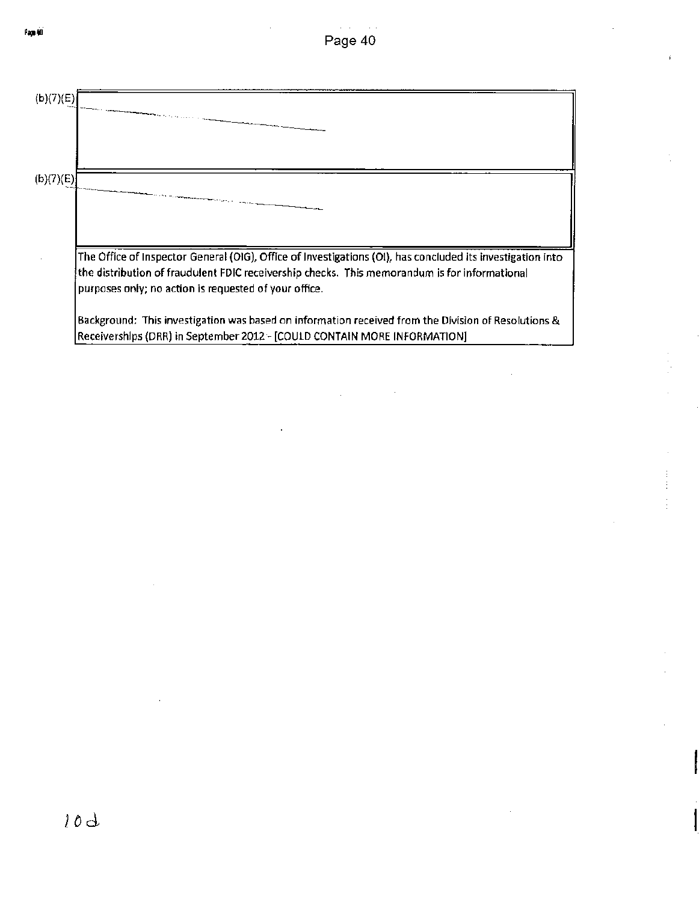(b)(7)(E)

(b)(7)(E)

The Office of Inspector General (OIG), Office of Investigations (OI), has concluded its investigation into the distribution of fraudulent FDIC receivership checks. This memorandum is for informational purposes only; no action is requested of your office.

Background: This investigation was based on information received from the Division of Resolutions & Receiverships (DRR) in September 2012 - [COULD CONTAIN MORE INFORMATION]

10d